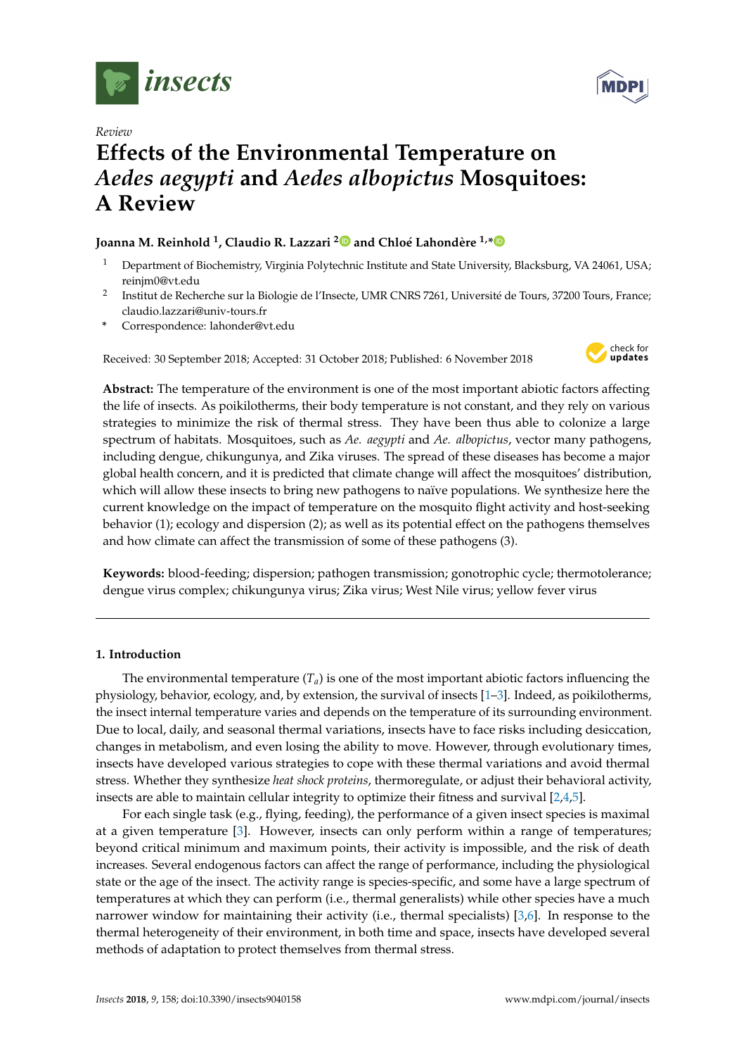*Review*

# Effects of the Environmental Temperature on *Aedes aegypti* and *Aedes albopictus* Mosquitoes: A Review

**Joanna M. Reinhold [1], Claudio R. Lazzari [2] and Chloé Lahondère [1,*]**

[1] Department of Biochemistry, Virginia Polytechnic Institute and State University, Blacksburg, VA 24061, USA; reinjm0@vt.edu

[2] Institut de Recherche sur la Biologie de l'Insecte, UMR CNRS 7261, Université de Tours, 37200 Tours, France; claudio.lazzari@univ-tours.fr

\* Correspondence: lahonder@vt.edu

Received: 30 September 2018; Accepted: 31 October 2018; Published: 6 November 2018

**Abstract:** The temperature of the environment is one of the most important abiotic factors affecting the life of insects. As poikilotherms, their body temperature is not constant, and they rely on various strategies to minimize the risk of thermal stress. They have been thus able to colonize a large spectrum of habitats. Mosquitoes, such as *Ae. aegypti* and *Ae. albopictus*, vector many pathogens, including dengue, chikungunya, and Zika viruses. The spread of these diseases has become a major global health concern, and it is predicted that climate change will affect the mosquitoes' distribution, which will allow these insects to bring new pathogens to naïve populations. We synthesize here the current knowledge on the impact of temperature on the mosquito flight activity and host-seeking behavior (1); ecology and dispersion (2); as well as its potential effect on the pathogens themselves and how climate can affect the transmission of some of these pathogens (3).

**Keywords:** blood-feeding; dispersion; pathogen transmission; gonotrophic cycle; thermotolerance; dengue virus complex; chikungunya virus; Zika virus; West Nile virus; yellow fever virus

## 1. Introduction

The environmental temperature ($T_a$) is one of the most important abiotic factors influencing the physiology, behavior, ecology, and, by extension, the survival of insects [1–3]. Indeed, as poikilotherms, the insect internal temperature varies and depends on the temperature of its surrounding environment. Due to local, daily, and seasonal thermal variations, insects have to face risks including desiccation, changes in metabolism, and even losing the ability to move. However, through evolutionary times, insects have developed various strategies to cope with these thermal variations and avoid thermal stress. Whether they synthesize *heat shock proteins*, thermoregulate, or adjust their behavioral activity, insects are able to maintain cellular integrity to optimize their fitness and survival [2,4,5].

For each single task (e.g., flying, feeding), the performance of a given insect species is maximal at a given temperature [3]. However, insects can only perform within a range of temperatures; beyond critical minimum and maximum points, their activity is impossible, and the risk of death increases. Several endogenous factors can affect the range of performance, including the physiological state or the age of the insect. The activity range is species-specific, and some have a large spectrum of temperatures at which they can perform (i.e., thermal generalists) while other species have a much narrower window for maintaining their activity (i.e., thermal specialists) [3,6]. In response to the thermal heterogeneity of their environment, in both time and space, insects have developed several methods of adaptation to protect themselves from thermal stress.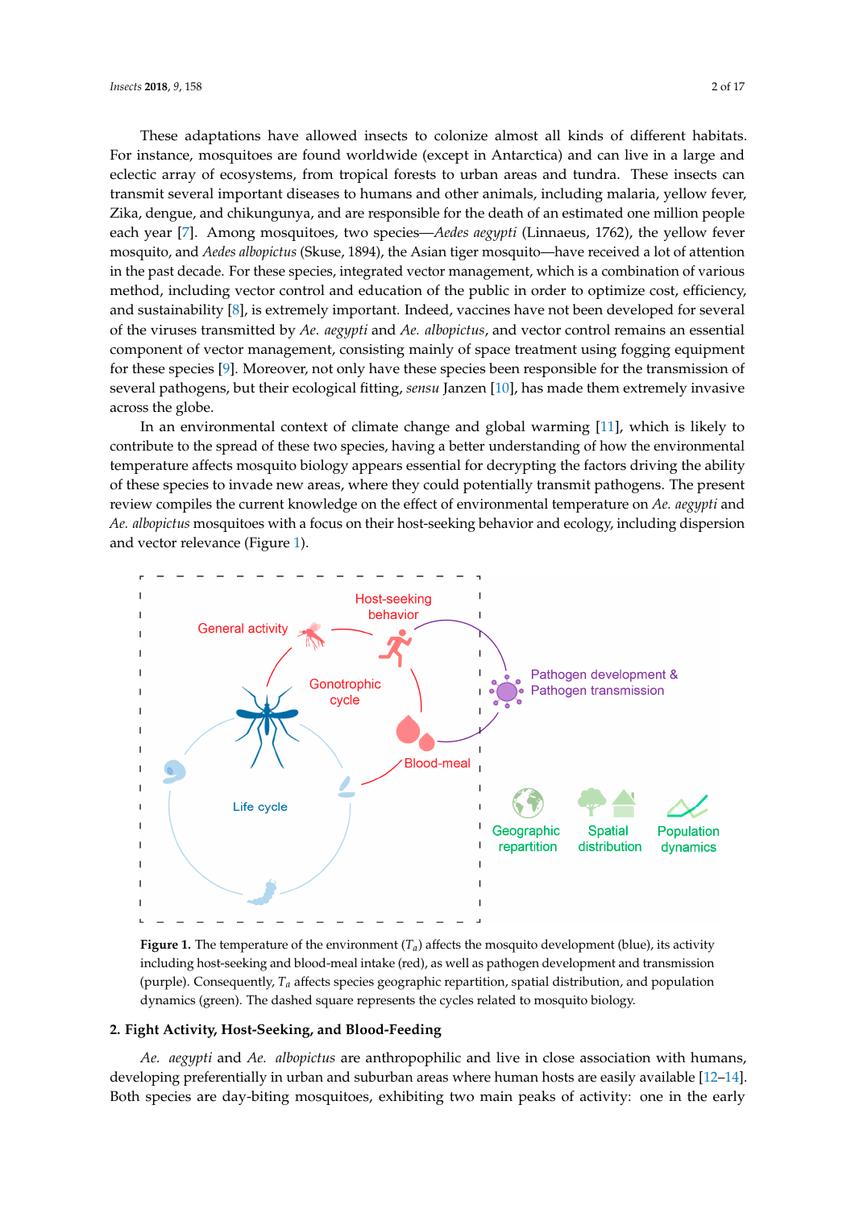These adaptations have allowed insects to colonize almost all kinds of different habitats. For instance, mosquitoes are found worldwide (except in Antarctica) and can live in a large and eclectic array of ecosystems, from tropical forests to urban areas and tundra. These insects can transmit several important diseases to humans and other animals, including malaria, yellow fever, Zika, dengue, and chikungunya, and are responsible for the death of an estimated one million people each year [7]. Among mosquitoes, two species—*Aedes aegypti* (Linnaeus, 1762), the yellow fever mosquito, and *Aedes albopictus* (Skuse, 1894), the Asian tiger mosquito—have received a lot of attention in the past decade. For these species, integrated vector management, which is a combination of various method, including vector control and education of the public in order to optimize cost, efficiency, and sustainability [8], is extremely important. Indeed, vaccines have not been developed for several of the viruses transmitted by *Ae. aegypti* and *Ae. albopictus*, and vector control remains an essential component of vector management, consisting mainly of space treatment using fogging equipment for these species [9]. Moreover, not only have these species been responsible for the transmission of several pathogens, but their ecological fitting, *sensu* Janzen [10], has made them extremely invasive across the globe.

In an environmental context of climate change and global warming [11], which is likely to contribute to the spread of these two species, having a better understanding of how the environmental temperature affects mosquito biology appears essential for decrypting the factors driving the ability of these species to invade new areas, where they could potentially transmit pathogens. The present review compiles the current knowledge on the effect of environmental temperature on *Ae. aegypti* and *Ae. albopictus* mosquitoes with a focus on their host-seeking behavior and ecology, including dispersion and vector relevance (Figure 1).

Host-seeking behavior
General activity
Gonotrophic cycle
Pathogen development & Pathogen transmission
Blood-meal
Life cycle
Geographic repartition
Spatial distribution
Population dynamics

**Figure 1.** The temperature of the environment ($T_a$) affects the mosquito development (blue), its activity including host-seeking and blood-meal intake (red), as well as pathogen development and transmission (purple). Consequently, $T_a$ affects species geographic repartition, spatial distribution, and population dynamics (green). The dashed square represents the cycles related to mosquito biology.

## 2. Fight Activity, Host-Seeking, and Blood-Feeding

*Ae. aegypti* and *Ae. albopictus* are anthropophilic and live in close association with humans, developing preferentially in urban and suburban areas where human hosts are easily available [12–14]. Both species are day-biting mosquitoes, exhibiting two main peaks of activity: one in the early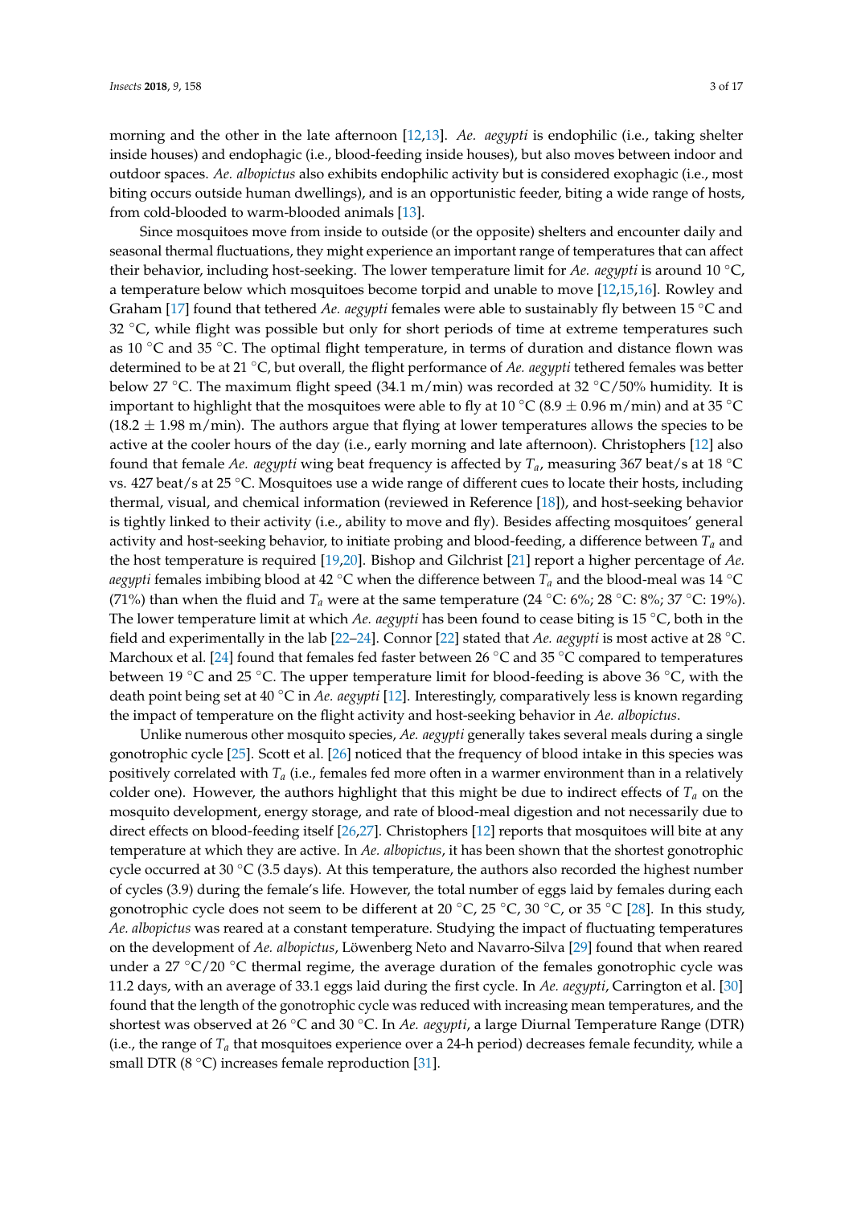morning and the other in the late afternoon [12,13]. *Ae. aegypti* is endophilic (i.e., taking shelter inside houses) and endophagic (i.e., blood-feeding inside houses), but also moves between indoor and outdoor spaces. *Ae. albopictus* also exhibits endophilic activity but is considered exophagic (i.e., most biting occurs outside human dwellings), and is an opportunistic feeder, biting a wide range of hosts, from cold-blooded to warm-blooded animals [13].

Since mosquitoes move from inside to outside (or the opposite) shelters and encounter daily and seasonal thermal fluctuations, they might experience an important range of temperatures that can affect their behavior, including host-seeking. The lower temperature limit for *Ae. aegypti* is around 10 °C, a temperature below which mosquitoes become torpid and unable to move [12,15,16]. Rowley and Graham [17] found that tethered *Ae. aegypti* females were able to sustainably fly between 15 °C and 32 °C, while flight was possible but only for short periods of time at extreme temperatures such as 10 °C and 35 °C. The optimal flight temperature, in terms of duration and distance flown was determined to be at 21 °C, but overall, the flight performance of *Ae. aegypti* tethered females was better below 27 °C. The maximum flight speed (34.1 m/min) was recorded at 32 °C/50% humidity. It is important to highlight that the mosquitoes were able to fly at 10 °C (8.9 ± 0.96 m/min) and at 35 °C (18.2 ± 1.98 m/min). The authors argue that flying at lower temperatures allows the species to be active at the cooler hours of the day (i.e., early morning and late afternoon). Christophers [12] also found that female *Ae. aegypti* wing beat frequency is affected by $T_a$, measuring 367 beat/s at 18 °C vs. 427 beat/s at 25 °C. Mosquitoes use a wide range of different cues to locate their hosts, including thermal, visual, and chemical information (reviewed in Reference [18]), and host-seeking behavior is tightly linked to their activity (i.e., ability to move and fly). Besides affecting mosquitoes' general activity and host-seeking behavior, to initiate probing and blood-feeding, a difference between $T_a$ and the host temperature is required [19,20]. Bishop and Gilchrist [21] report a higher percentage of *Ae. aegypti* females imbibing blood at 42 °C when the difference between $T_a$ and the blood-meal was 14 °C (71%) than when the fluid and $T_a$ were at the same temperature (24 °C: 6%; 28 °C: 8%; 37 °C: 19%). The lower temperature limit at which *Ae. aegypti* has been found to cease biting is 15 °C, both in the field and experimentally in the lab [22–24]. Connor [22] stated that *Ae. aegypti* is most active at 28 °C. Marchoux et al. [24] found that females fed faster between 26 °C and 35 °C compared to temperatures between 19 °C and 25 °C. The upper temperature limit for blood-feeding is above 36 °C, with the death point being set at 40 °C in *Ae. aegypti* [12]. Interestingly, comparatively less is known regarding the impact of temperature on the flight activity and host-seeking behavior in *Ae. albopictus*.

Unlike numerous other mosquito species, *Ae. aegypti* generally takes several meals during a single gonotrophic cycle [25]. Scott et al. [26] noticed that the frequency of blood intake in this species was positively correlated with $T_a$ (i.e., females fed more often in a warmer environment than in a relatively colder one). However, the authors highlight that this might be due to indirect effects of $T_a$ on the mosquito development, energy storage, and rate of blood-meal digestion and not necessarily due to direct effects on blood-feeding itself [26,27]. Christophers [12] reports that mosquitoes will bite at any temperature at which they are active. In *Ae. albopictus*, it has been shown that the shortest gonotrophic cycle occurred at 30 °C (3.5 days). At this temperature, the authors also recorded the highest number of cycles (3.9) during the female's life. However, the total number of eggs laid by females during each gonotrophic cycle does not seem to be different at 20 °C, 25 °C, 30 °C, or 35 °C [28]. In this study, *Ae. albopictus* was reared at a constant temperature. Studying the impact of fluctuating temperatures on the development of *Ae. albopictus*, Löwenberg Neto and Navarro-Silva [29] found that when reared under a 27 °C/20 °C thermal regime, the average duration of the females gonotrophic cycle was 11.2 days, with an average of 33.1 eggs laid during the first cycle. In *Ae. aegypti*, Carrington et al. [30] found that the length of the gonotrophic cycle was reduced with increasing mean temperatures, and the shortest was observed at 26 °C and 30 °C. In *Ae. aegypti*, a large Diurnal Temperature Range (DTR) (i.e., the range of $T_a$ that mosquitoes experience over a 24-h period) decreases female fecundity, while a small DTR (8 °C) increases female reproduction [31].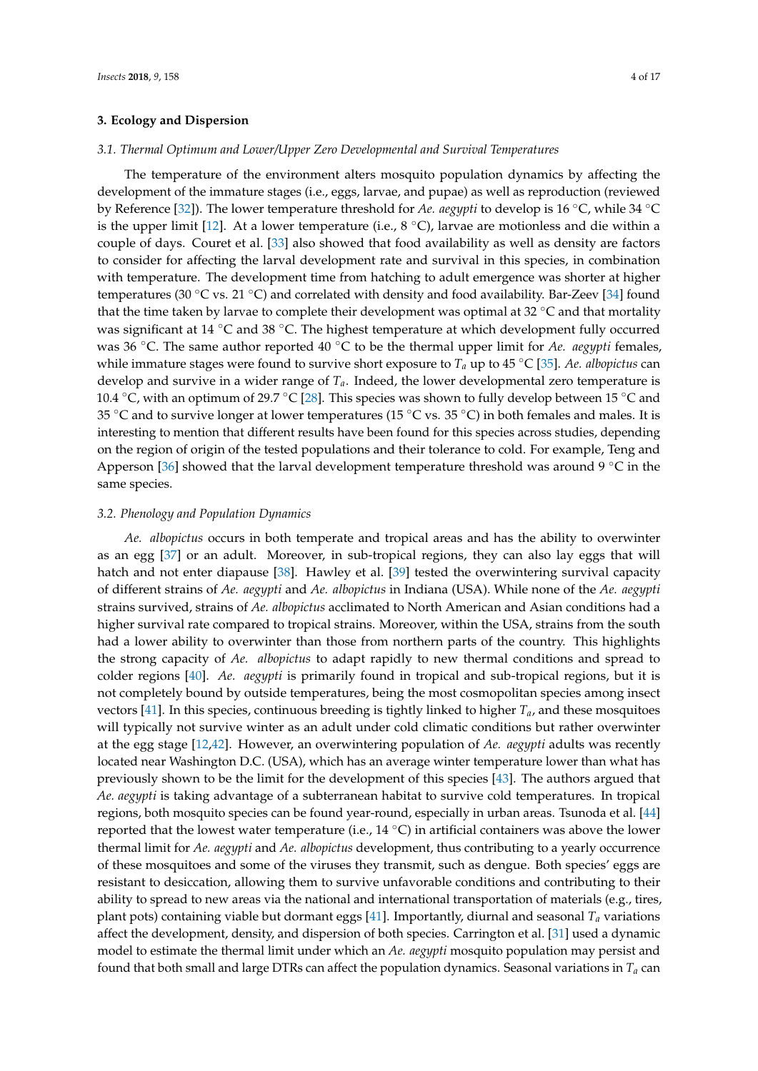## 3. Ecology and Dispersion

### 3.1. Thermal Optimum and Lower/Upper Zero Developmental and Survival Temperatures

The temperature of the environment alters mosquito population dynamics by affecting the development of the immature stages (i.e., eggs, larvae, and pupae) as well as reproduction (reviewed by Reference [32]). The lower temperature threshold for *Ae. aegypti* to develop is 16 °C, while 34 °C is the upper limit [12]. At a lower temperature (i.e., 8 °C), larvae are motionless and die within a couple of days. Couret et al. [33] also showed that food availability as well as density are factors to consider for affecting the larval development rate and survival in this species, in combination with temperature. The development time from hatching to adult emergence was shorter at higher temperatures (30 °C vs. 21 °C) and correlated with density and food availability. Bar-Zeev [34] found that the time taken by larvae to complete their development was optimal at 32 °C and that mortality was significant at 14 °C and 38 °C. The highest temperature at which development fully occurred was 36 °C. The same author reported 40 °C to be the thermal upper limit for *Ae. aegypti* females, while immature stages were found to survive short exposure to $T_a$ up to 45 °C [35]. *Ae. albopictus* can develop and survive in a wider range of $T_a$. Indeed, the lower developmental zero temperature is 10.4 °C, with an optimum of 29.7 °C [28]. This species was shown to fully develop between 15 °C and 35 °C and to survive longer at lower temperatures (15 °C vs. 35 °C) in both females and males. It is interesting to mention that different results have been found for this species across studies, depending on the region of origin of the tested populations and their tolerance to cold. For example, Teng and Apperson [36] showed that the larval development temperature threshold was around 9 °C in the same species.

### 3.2. Phenology and Population Dynamics

*Ae. albopictus* occurs in both temperate and tropical areas and has the ability to overwinter as an egg [37] or an adult. Moreover, in sub-tropical regions, they can also lay eggs that will hatch and not enter diapause [38]. Hawley et al. [39] tested the overwintering survival capacity of different strains of *Ae. aegypti* and *Ae. albopictus* in Indiana (USA). While none of the *Ae. aegypti* strains survived, strains of *Ae. albopictus* acclimated to North American and Asian conditions had a higher survival rate compared to tropical strains. Moreover, within the USA, strains from the south had a lower ability to overwinter than those from northern parts of the country. This highlights the strong capacity of *Ae. albopictus* to adapt rapidly to new thermal conditions and spread to colder regions [40]. *Ae. aegypti* is primarily found in tropical and sub-tropical regions, but it is not completely bound by outside temperatures, being the most cosmopolitan species among insect vectors [41]. In this species, continuous breeding is tightly linked to higher $T_a$, and these mosquitoes will typically not survive winter as an adult under cold climatic conditions but rather overwinter at the egg stage [12,42]. However, an overwintering population of *Ae. aegypti* adults was recently located near Washington D.C. (USA), which has an average winter temperature lower than what has previously shown to be the limit for the development of this species [43]. The authors argued that *Ae. aegypti* is taking advantage of a subterranean habitat to survive cold temperatures. In tropical regions, both mosquito species can be found year-round, especially in urban areas. Tsunoda et al. [44] reported that the lowest water temperature (i.e., 14 °C) in artificial containers was above the lower thermal limit for *Ae. aegypti* and *Ae. albopictus* development, thus contributing to a yearly occurrence of these mosquitoes and some of the viruses they transmit, such as dengue. Both species' eggs are resistant to desiccation, allowing them to survive unfavorable conditions and contributing to their ability to spread to new areas via the national and international transportation of materials (e.g., tires, plant pots) containing viable but dormant eggs [41]. Importantly, diurnal and seasonal $T_a$ variations affect the development, density, and dispersion of both species. Carrington et al. [31] used a dynamic model to estimate the thermal limit under which an *Ae. aegypti* mosquito population may persist and found that both small and large DTRs can affect the population dynamics. Seasonal variations in $T_a$ can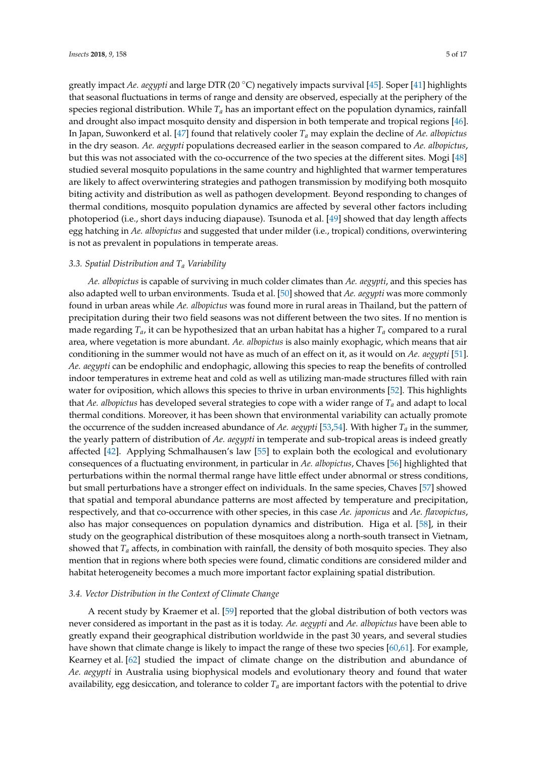greatly impact *Ae. aegypti* and large DTR (20 °C) negatively impacts survival [45]. Soper [41] highlights that seasonal fluctuations in terms of range and density are observed, especially at the periphery of the species regional distribution. While $T_a$ has an important effect on the population dynamics, rainfall and drought also impact mosquito density and dispersion in both temperate and tropical regions [46]. In Japan, Suwonkerd et al. [47] found that relatively cooler $T_a$ may explain the decline of *Ae. albopictus* in the dry season. *Ae. aegypti* populations decreased earlier in the season compared to *Ae. albopictus*, but this was not associated with the co-occurrence of the two species at the different sites. Mogi [48] studied several mosquito populations in the same country and highlighted that warmer temperatures are likely to affect overwintering strategies and pathogen transmission by modifying both mosquito biting activity and distribution as well as pathogen development. Beyond responding to changes of thermal conditions, mosquito population dynamics are affected by several other factors including photoperiod (i.e., short days inducing diapause). Tsunoda et al. [49] showed that day length affects egg hatching in *Ae. albopictus* and suggested that under milder (i.e., tropical) conditions, overwintering is not as prevalent in populations in temperate areas.

### 3.3. Spatial Distribution and $T_a$ Variability

*Ae. albopictus* is capable of surviving in much colder climates than *Ae. aegypti*, and this species has also adapted well to urban environments. Tsuda et al. [50] showed that *Ae. aegypti* was more commonly found in urban areas while *Ae. albopictus* was found more in rural areas in Thailand, but the pattern of precipitation during their two field seasons was not different between the two sites. If no mention is made regarding $T_a$, it can be hypothesized that an urban habitat has a higher $T_a$ compared to a rural area, where vegetation is more abundant. *Ae. albopictus* is also mainly exophagic, which means that air conditioning in the summer would not have as much of an effect on it, as it would on *Ae. aegypti* [51]. *Ae. aegypti* can be endophilic and endophagic, allowing this species to reap the benefits of controlled indoor temperatures in extreme heat and cold as well as utilizing man-made structures filled with rain water for oviposition, which allows this species to thrive in urban environments [52]. This highlights that *Ae. albopictus* has developed several strategies to cope with a wider range of $T_a$ and adapt to local thermal conditions. Moreover, it has been shown that environmental variability can actually promote the occurrence of the sudden increased abundance of *Ae. aegypti* [53,54]. With higher $T_a$ in the summer, the yearly pattern of distribution of *Ae. aegypti* in temperate and sub-tropical areas is indeed greatly affected [42]. Applying Schmalhausen's law [55] to explain both the ecological and evolutionary consequences of a fluctuating environment, in particular in *Ae. albopictus*, Chaves [56] highlighted that perturbations within the normal thermal range have little effect under abnormal or stress conditions, but small perturbations have a stronger effect on individuals. In the same species, Chaves [57] showed that spatial and temporal abundance patterns are most affected by temperature and precipitation, respectively, and that co-occurrence with other species, in this case *Ae. japonicus* and *Ae. flavopictus*, also has major consequences on population dynamics and distribution. Higa et al. [58], in their study on the geographical distribution of these mosquitoes along a north-south transect in Vietnam, showed that $T_a$ affects, in combination with rainfall, the density of both mosquito species. They also mention that in regions where both species were found, climatic conditions are considered milder and habitat heterogeneity becomes a much more important factor explaining spatial distribution.

### 3.4. Vector Distribution in the Context of Climate Change

A recent study by Kraemer et al. [59] reported that the global distribution of both vectors was never considered as important in the past as it is today. *Ae. aegypti* and *Ae. albopictus* have been able to greatly expand their geographical distribution worldwide in the past 30 years, and several studies have shown that climate change is likely to impact the range of these two species [60,61]. For example, Kearney et al. [62] studied the impact of climate change on the distribution and abundance of *Ae. aegypti* in Australia using biophysical models and evolutionary theory and found that water availability, egg desiccation, and tolerance to colder $T_a$ are important factors with the potential to drive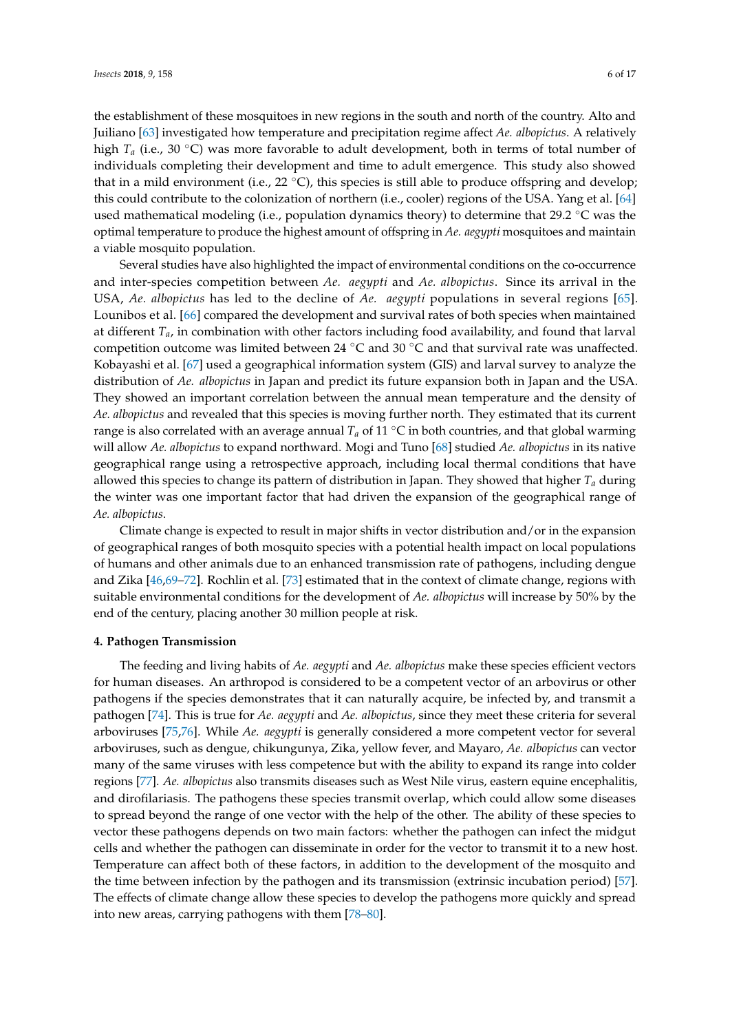the establishment of these mosquitoes in new regions in the south and north of the country. Alto and Juiliano [63] investigated how temperature and precipitation regime affect *Ae. albopictus*. A relatively high $T_a$ (i.e., 30 °C) was more favorable to adult development, both in terms of total number of individuals completing their development and time to adult emergence. This study also showed that in a mild environment (i.e., 22 °C), this species is still able to produce offspring and develop; this could contribute to the colonization of northern (i.e., cooler) regions of the USA. Yang et al. [64] used mathematical modeling (i.e., population dynamics theory) to determine that 29.2 °C was the optimal temperature to produce the highest amount of offspring in *Ae. aegypti* mosquitoes and maintain a viable mosquito population.

Several studies have also highlighted the impact of environmental conditions on the co-occurrence and inter-species competition between *Ae. aegypti* and *Ae. albopictus*. Since its arrival in the USA, *Ae. albopictus* has led to the decline of *Ae. aegypti* populations in several regions [65]. Lounibos et al. [66] compared the development and survival rates of both species when maintained at different $T_a$, in combination with other factors including food availability, and found that larval competition outcome was limited between 24 °C and 30 °C and that survival rate was unaffected. Kobayashi et al. [67] used a geographical information system (GIS) and larval survey to analyze the distribution of *Ae. albopictus* in Japan and predict its future expansion both in Japan and the USA. They showed an important correlation between the annual mean temperature and the density of *Ae. albopictus* and revealed that this species is moving further north. They estimated that its current range is also correlated with an average annual $T_a$ of 11 °C in both countries, and that global warming will allow *Ae. albopictus* to expand northward. Mogi and Tuno [68] studied *Ae. albopictus* in its native geographical range using a retrospective approach, including local thermal conditions that have allowed this species to change its pattern of distribution in Japan. They showed that higher $T_a$ during the winter was one important factor that had driven the expansion of the geographical range of *Ae. albopictus*.

Climate change is expected to result in major shifts in vector distribution and/or in the expansion of geographical ranges of both mosquito species with a potential health impact on local populations of humans and other animals due to an enhanced transmission rate of pathogens, including dengue and Zika [46,69–72]. Rochlin et al. [73] estimated that in the context of climate change, regions with suitable environmental conditions for the development of *Ae. albopictus* will increase by 50% by the end of the century, placing another 30 million people at risk.

## 4. Pathogen Transmission

The feeding and living habits of *Ae. aegypti* and *Ae. albopictus* make these species efficient vectors for human diseases. An arthropod is considered to be a competent vector of an arbovirus or other pathogens if the species demonstrates that it can naturally acquire, be infected by, and transmit a pathogen [74]. This is true for *Ae. aegypti* and *Ae. albopictus*, since they meet these criteria for several arboviruses [75,76]. While *Ae. aegypti* is generally considered a more competent vector for several arboviruses, such as dengue, chikungunya, Zika, yellow fever, and Mayaro, *Ae. albopictus* can vector many of the same viruses with less competence but with the ability to expand its range into colder regions [77]. *Ae. albopictus* also transmits diseases such as West Nile virus, eastern equine encephalitis, and dirofilariasis. The pathogens these species transmit overlap, which could allow some diseases to spread beyond the range of one vector with the help of the other. The ability of these species to vector these pathogens depends on two main factors: whether the pathogen can infect the midgut cells and whether the pathogen can disseminate in order for the vector to transmit it to a new host. Temperature can affect both of these factors, in addition to the development of the mosquito and the time between infection by the pathogen and its transmission (extrinsic incubation period) [57]. The effects of climate change allow these species to develop the pathogens more quickly and spread into new areas, carrying pathogens with them [78–80].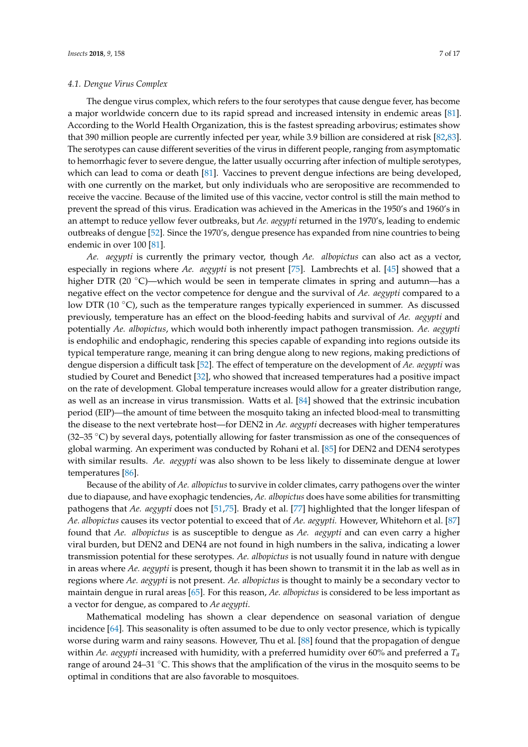### 4.1. Dengue Virus Complex

The dengue virus complex, which refers to the four serotypes that cause dengue fever, has become a major worldwide concern due to its rapid spread and increased intensity in endemic areas [81]. According to the World Health Organization, this is the fastest spreading arbovirus; estimates show that 390 million people are currently infected per year, while 3.9 billion are considered at risk [82,83]. The serotypes can cause different severities of the virus in different people, ranging from asymptomatic to hemorrhagic fever to severe dengue, the latter usually occurring after infection of multiple serotypes, which can lead to coma or death [81]. Vaccines to prevent dengue infections are being developed, with one currently on the market, but only individuals who are seropositive are recommended to receive the vaccine. Because of the limited use of this vaccine, vector control is still the main method to prevent the spread of this virus. Eradication was achieved in the Americas in the 1950's and 1960's in an attempt to reduce yellow fever outbreaks, but *Ae. aegypti* returned in the 1970's, leading to endemic outbreaks of dengue [52]. Since the 1970's, dengue presence has expanded from nine countries to being endemic in over 100 [81].

*Ae. aegypti* is currently the primary vector, though *Ae. albopictus* can also act as a vector, especially in regions where *Ae. aegypti* is not present [75]. Lambrechts et al. [45] showed that a higher DTR (20 °C)—which would be seen in temperate climates in spring and autumn—has a negative effect on the vector competence for dengue and the survival of *Ae. aegypti* compared to a low DTR (10 °C), such as the temperature ranges typically experienced in summer. As discussed previously, temperature has an effect on the blood-feeding habits and survival of *Ae. aegypti* and potentially *Ae. albopictus*, which would both inherently impact pathogen transmission. *Ae. aegypti* is endophilic and endophagic, rendering this species capable of expanding into regions outside its typical temperature range, meaning it can bring dengue along to new regions, making predictions of dengue dispersion a difficult task [52]. The effect of temperature on the development of *Ae. aegypti* was studied by Couret and Benedict [32], who showed that increased temperatures had a positive impact on the rate of development. Global temperature increases would allow for a greater distribution range, as well as an increase in virus transmission. Watts et al. [84] showed that the extrinsic incubation period (EIP)—the amount of time between the mosquito taking an infected blood-meal to transmitting the disease to the next vertebrate host—for DEN2 in *Ae. aegypti* decreases with higher temperatures (32–35 °C) by several days, potentially allowing for faster transmission as one of the consequences of global warming. An experiment was conducted by Rohani et al. [85] for DEN2 and DEN4 serotypes with similar results. *Ae. aegypti* was also shown to be less likely to disseminate dengue at lower temperatures [86].

Because of the ability of *Ae. albopictus* to survive in colder climates, carry pathogens over the winter due to diapause, and have exophagic tendencies, *Ae. albopictus* does have some abilities for transmitting pathogens that *Ae. aegypti* does not [51,75]. Brady et al. [77] highlighted that the longer lifespan of *Ae. albopictus* causes its vector potential to exceed that of *Ae. aegypti.* However, Whitehorn et al. [87] found that *Ae. albopictus* is as susceptible to dengue as *Ae. aegypti* and can even carry a higher viral burden, but DEN2 and DEN4 are not found in high numbers in the saliva, indicating a lower transmission potential for these serotypes. *Ae. albopictus* is not usually found in nature with dengue in areas where *Ae. aegypti* is present, though it has been shown to transmit it in the lab as well as in regions where *Ae. aegypti* is not present. *Ae. albopictus* is thought to mainly be a secondary vector to maintain dengue in rural areas [65]. For this reason, *Ae. albopictus* is considered to be less important as a vector for dengue, as compared to *Ae aegypti*.

Mathematical modeling has shown a clear dependence on seasonal variation of dengue incidence [64]. This seasonality is often assumed to be due to only vector presence, which is typically worse during warm and rainy seasons. However, Thu et al. [88] found that the propagation of dengue within *Ae. aegypti* increased with humidity, with a preferred humidity over 60% and preferred a $T_a$ range of around 24–31 °C. This shows that the amplification of the virus in the mosquito seems to be optimal in conditions that are also favorable to mosquitoes.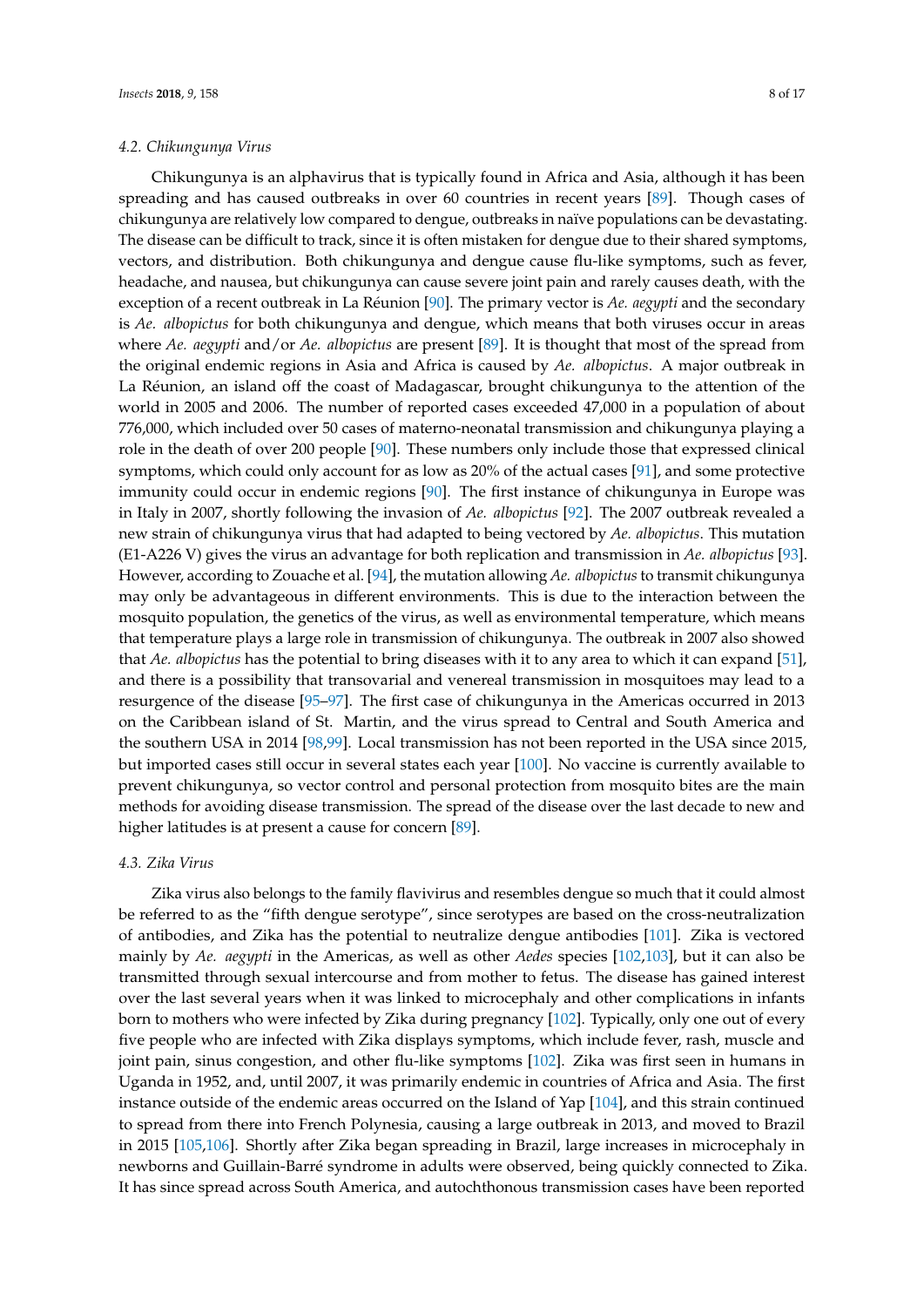### 4.2. Chikungunya Virus

Chikungunya is an alphavirus that is typically found in Africa and Asia, although it has been spreading and has caused outbreaks in over 60 countries in recent years [89]. Though cases of chikungunya are relatively low compared to dengue, outbreaks in naïve populations can be devastating. The disease can be difficult to track, since it is often mistaken for dengue due to their shared symptoms, vectors, and distribution. Both chikungunya and dengue cause flu-like symptoms, such as fever, headache, and nausea, but chikungunya can cause severe joint pain and rarely causes death, with the exception of a recent outbreak in La Réunion [90]. The primary vector is *Ae. aegypti* and the secondary is *Ae. albopictus* for both chikungunya and dengue, which means that both viruses occur in areas where *Ae. aegypti* and/or *Ae. albopictus* are present [89]. It is thought that most of the spread from the original endemic regions in Asia and Africa is caused by *Ae. albopictus*. A major outbreak in La Réunion, an island off the coast of Madagascar, brought chikungunya to the attention of the world in 2005 and 2006. The number of reported cases exceeded 47,000 in a population of about 776,000, which included over 50 cases of materno-neonatal transmission and chikungunya playing a role in the death of over 200 people [90]. These numbers only include those that expressed clinical symptoms, which could only account for as low as 20% of the actual cases [91], and some protective immunity could occur in endemic regions [90]. The first instance of chikungunya in Europe was in Italy in 2007, shortly following the invasion of *Ae. albopictus* [92]. The 2007 outbreak revealed a new strain of chikungunya virus that had adapted to being vectored by *Ae. albopictus*. This mutation (E1-A226 V) gives the virus an advantage for both replication and transmission in *Ae. albopictus* [93]. However, according to Zouache et al. [94], the mutation allowing *Ae. albopictus* to transmit chikungunya may only be advantageous in different environments. This is due to the interaction between the mosquito population, the genetics of the virus, as well as environmental temperature, which means that temperature plays a large role in transmission of chikungunya. The outbreak in 2007 also showed that *Ae. albopictus* has the potential to bring diseases with it to any area to which it can expand [51], and there is a possibility that transovarial and venereal transmission in mosquitoes may lead to a resurgence of the disease [95–97]. The first case of chikungunya in the Americas occurred in 2013 on the Caribbean island of St. Martin, and the virus spread to Central and South America and the southern USA in 2014 [98,99]. Local transmission has not been reported in the USA since 2015, but imported cases still occur in several states each year [100]. No vaccine is currently available to prevent chikungunya, so vector control and personal protection from mosquito bites are the main methods for avoiding disease transmission. The spread of the disease over the last decade to new and higher latitudes is at present a cause for concern [89].

### 4.3. Zika Virus

Zika virus also belongs to the family flavivirus and resembles dengue so much that it could almost be referred to as the "fifth dengue serotype", since serotypes are based on the cross-neutralization of antibodies, and Zika has the potential to neutralize dengue antibodies [101]. Zika is vectored mainly by *Ae. aegypti* in the Americas, as well as other *Aedes* species [102,103], but it can also be transmitted through sexual intercourse and from mother to fetus. The disease has gained interest over the last several years when it was linked to microcephaly and other complications in infants born to mothers who were infected by Zika during pregnancy [102]. Typically, only one out of every five people who are infected with Zika displays symptoms, which include fever, rash, muscle and joint pain, sinus congestion, and other flu-like symptoms [102]. Zika was first seen in humans in Uganda in 1952, and, until 2007, it was primarily endemic in countries of Africa and Asia. The first instance outside of the endemic areas occurred on the Island of Yap [104], and this strain continued to spread from there into French Polynesia, causing a large outbreak in 2013, and moved to Brazil in 2015 [105,106]. Shortly after Zika began spreading in Brazil, large increases in microcephaly in newborns and Guillain-Barré syndrome in adults were observed, being quickly connected to Zika. It has since spread across South America, and autochthonous transmission cases have been reported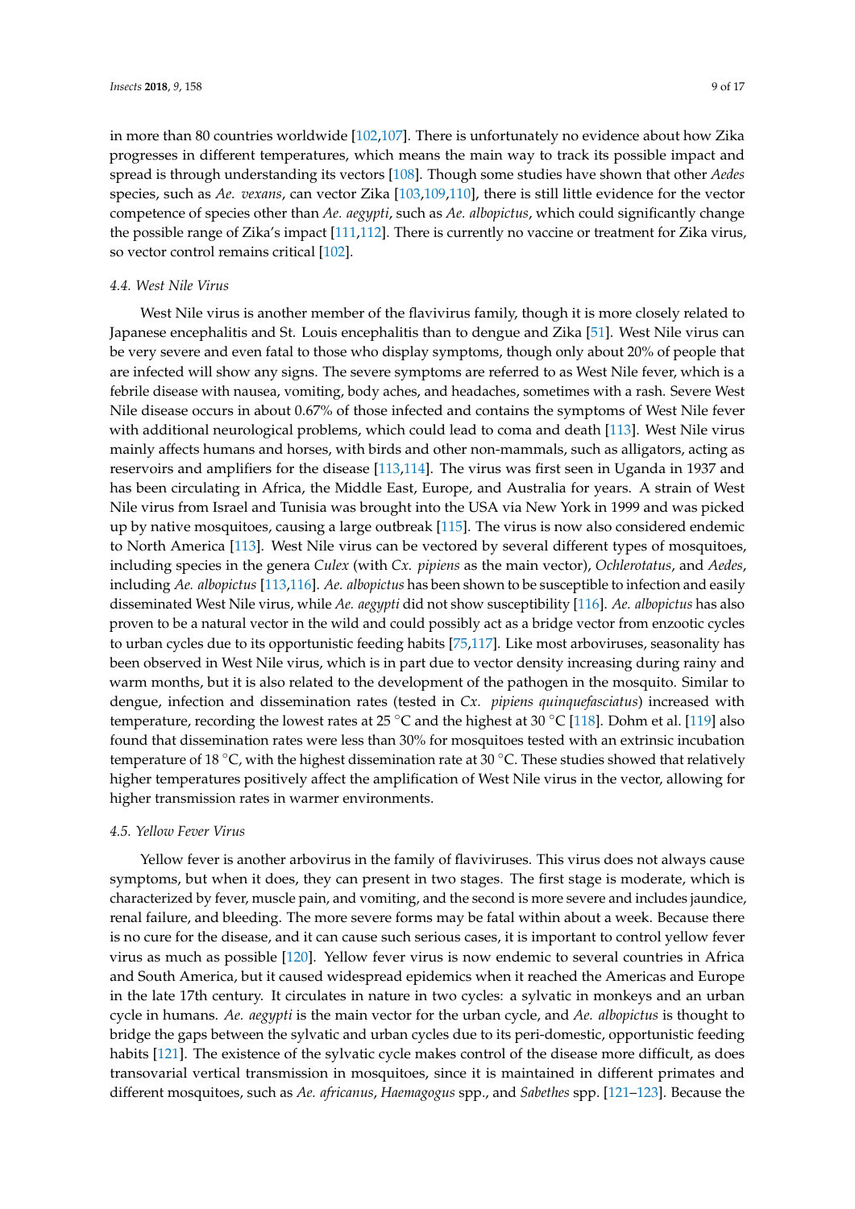in more than 80 countries worldwide [102,107]. There is unfortunately no evidence about how Zika progresses in different temperatures, which means the main way to track its possible impact and spread is through understanding its vectors [108]. Though some studies have shown that other *Aedes* species, such as *Ae. vexans*, can vector Zika [103,109,110], there is still little evidence for the vector competence of species other than *Ae. aegypti*, such as *Ae. albopictus*, which could significantly change the possible range of Zika's impact [111,112]. There is currently no vaccine or treatment for Zika virus, so vector control remains critical [102].

### 4.4. West Nile Virus

West Nile virus is another member of the flavivirus family, though it is more closely related to Japanese encephalitis and St. Louis encephalitis than to dengue and Zika [51]. West Nile virus can be very severe and even fatal to those who display symptoms, though only about 20% of people that are infected will show any signs. The severe symptoms are referred to as West Nile fever, which is a febrile disease with nausea, vomiting, body aches, and headaches, sometimes with a rash. Severe West Nile disease occurs in about 0.67% of those infected and contains the symptoms of West Nile fever with additional neurological problems, which could lead to coma and death [113]. West Nile virus mainly affects humans and horses, with birds and other non-mammals, such as alligators, acting as reservoirs and amplifiers for the disease [113,114]. The virus was first seen in Uganda in 1937 and has been circulating in Africa, the Middle East, Europe, and Australia for years. A strain of West Nile virus from Israel and Tunisia was brought into the USA via New York in 1999 and was picked up by native mosquitoes, causing a large outbreak [115]. The virus is now also considered endemic to North America [113]. West Nile virus can be vectored by several different types of mosquitoes, including species in the genera *Culex* (with *Cx. pipiens* as the main vector), *Ochlerotatus*, and *Aedes*, including *Ae. albopictus* [113,116]. *Ae. albopictus* has been shown to be susceptible to infection and easily disseminated West Nile virus, while *Ae. aegypti* did not show susceptibility [116]. *Ae. albopictus* has also proven to be a natural vector in the wild and could possibly act as a bridge vector from enzootic cycles to urban cycles due to its opportunistic feeding habits [75,117]. Like most arboviruses, seasonality has been observed in West Nile virus, which is in part due to vector density increasing during rainy and warm months, but it is also related to the development of the pathogen in the mosquito. Similar to dengue, infection and dissemination rates (tested in *Cx. pipiens quinquefasciatus*) increased with temperature, recording the lowest rates at 25 °C and the highest at 30 °C [118]. Dohm et al. [119] also found that dissemination rates were less than 30% for mosquitoes tested with an extrinsic incubation temperature of 18 °C, with the highest dissemination rate at 30 °C. These studies showed that relatively higher temperatures positively affect the amplification of West Nile virus in the vector, allowing for higher transmission rates in warmer environments.

### 4.5. Yellow Fever Virus

Yellow fever is another arbovirus in the family of flaviviruses. This virus does not always cause symptoms, but when it does, they can present in two stages. The first stage is moderate, which is characterized by fever, muscle pain, and vomiting, and the second is more severe and includes jaundice, renal failure, and bleeding. The more severe forms may be fatal within about a week. Because there is no cure for the disease, and it can cause such serious cases, it is important to control yellow fever virus as much as possible [120]. Yellow fever virus is now endemic to several countries in Africa and South America, but it caused widespread epidemics when it reached the Americas and Europe in the late 17th century. It circulates in nature in two cycles: a sylvatic in monkeys and an urban cycle in humans. *Ae. aegypti* is the main vector for the urban cycle, and *Ae. albopictus* is thought to bridge the gaps between the sylvatic and urban cycles due to its peri-domestic, opportunistic feeding habits [121]. The existence of the sylvatic cycle makes control of the disease more difficult, as does transovarial vertical transmission in mosquitoes, since it is maintained in different primates and different mosquitoes, such as *Ae. africanus*, *Haemagogus* spp., and *Sabethes* spp. [121–123]. Because the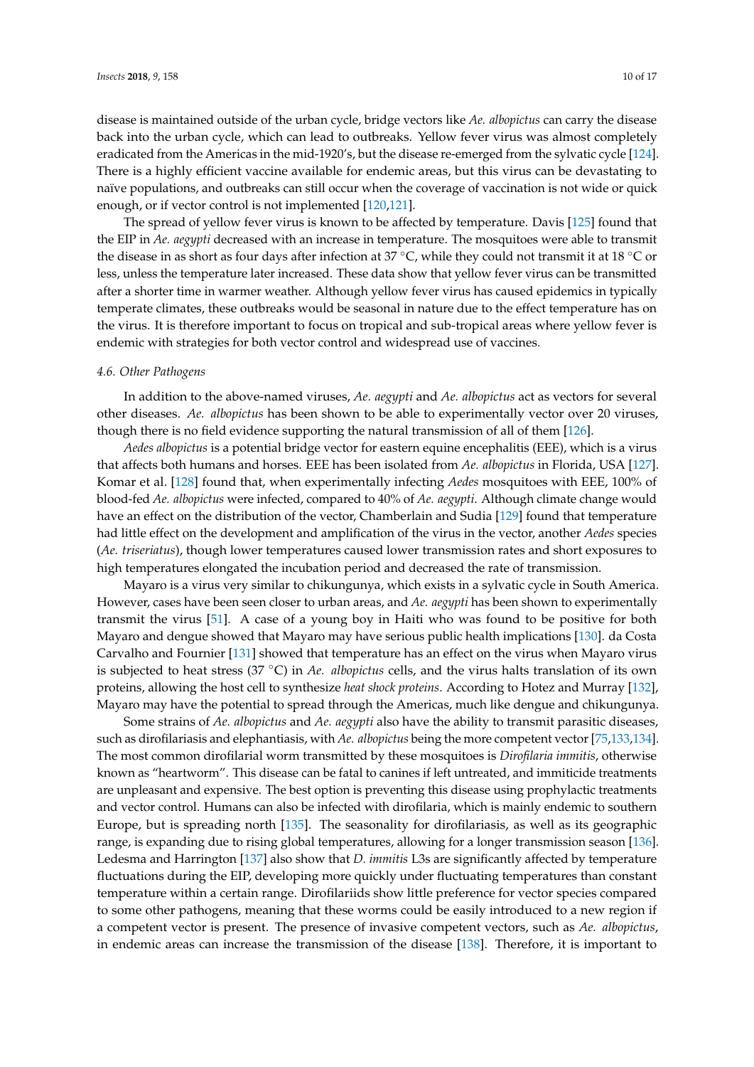disease is maintained outside of the urban cycle, bridge vectors like *Ae. albopictus* can carry the disease back into the urban cycle, which can lead to outbreaks. Yellow fever virus was almost completely eradicated from the Americas in the mid-1920's, but the disease re-emerged from the sylvatic cycle [124]. There is a highly efficient vaccine available for endemic areas, but this virus can be devastating to naïve populations, and outbreaks can still occur when the coverage of vaccination is not wide or quick enough, or if vector control is not implemented [120,121].

The spread of yellow fever virus is known to be affected by temperature. Davis [125] found that the EIP in *Ae. aegypti* decreased with an increase in temperature. The mosquitoes were able to transmit the disease in as short as four days after infection at 37 °C, while they could not transmit it at 18 °C or less, unless the temperature later increased. These data show that yellow fever virus can be transmitted after a shorter time in warmer weather. Although yellow fever virus has caused epidemics in typically temperate climates, these outbreaks would be seasonal in nature due to the effect temperature has on the virus. It is therefore important to focus on tropical and sub-tropical areas where yellow fever is endemic with strategies for both vector control and widespread use of vaccines.

### *4.6. Other Pathogens*

In addition to the above-named viruses, *Ae. aegypti* and *Ae. albopictus* act as vectors for several other diseases. *Ae. albopictus* has been shown to be able to experimentally vector over 20 viruses, though there is no field evidence supporting the natural transmission of all of them [126].

*Aedes albopictus* is a potential bridge vector for eastern equine encephalitis (EEE), which is a virus that affects both humans and horses. EEE has been isolated from *Ae. albopictus* in Florida, USA [127]. Komar et al. [128] found that, when experimentally infecting *Aedes* mosquitoes with EEE, 100% of blood-fed *Ae. albopictus* were infected, compared to 40% of *Ae. aegypti*. Although climate change would have an effect on the distribution of the vector, Chamberlain and Sudia [129] found that temperature had little effect on the development and amplification of the virus in the vector, another *Aedes* species (*Ae. triseriatus*), though lower temperatures caused lower transmission rates and short exposures to high temperatures elongated the incubation period and decreased the rate of transmission.

Mayaro is a virus very similar to chikungunya, which exists in a sylvatic cycle in South America. However, cases have been seen closer to urban areas, and *Ae. aegypti* has been shown to experimentally transmit the virus [51]. A case of a young boy in Haiti who was found to be positive for both Mayaro and dengue showed that Mayaro may have serious public health implications [130]. da Costa Carvalho and Fournier [131] showed that temperature has an effect on the virus when Mayaro virus is subjected to heat stress (37 °C) in *Ae. albopictus* cells, and the virus halts translation of its own proteins, allowing the host cell to synthesize *heat shock proteins*. According to Hotez and Murray [132], Mayaro may have the potential to spread through the Americas, much like dengue and chikungunya.

Some strains of *Ae. albopictus* and *Ae. aegypti* also have the ability to transmit parasitic diseases, such as dirofilariasis and elephantiasis, with *Ae. albopictus* being the more competent vector [75,133,134]. The most common dirofilarial worm transmitted by these mosquitoes is *Dirofilaria immitis*, otherwise known as "heartworm". This disease can be fatal to canines if left untreated, and immiticide treatments are unpleasant and expensive. The best option is preventing this disease using prophylactic treatments and vector control. Humans can also be infected with dirofilaria, which is mainly endemic to southern Europe, but is spreading north [135]. The seasonality for dirofilariasis, as well as its geographic range, is expanding due to rising global temperatures, allowing for a longer transmission season [136]. Ledesma and Harrington [137] also show that *D. immitis* L3s are significantly affected by temperature fluctuations during the EIP, developing more quickly under fluctuating temperatures than constant temperature within a certain range. Dirofilariids show little preference for vector species compared to some other pathogens, meaning that these worms could be easily introduced to a new region if a competent vector is present. The presence of invasive competent vectors, such as *Ae. albopictus*, in endemic areas can increase the transmission of the disease [138]. Therefore, it is important to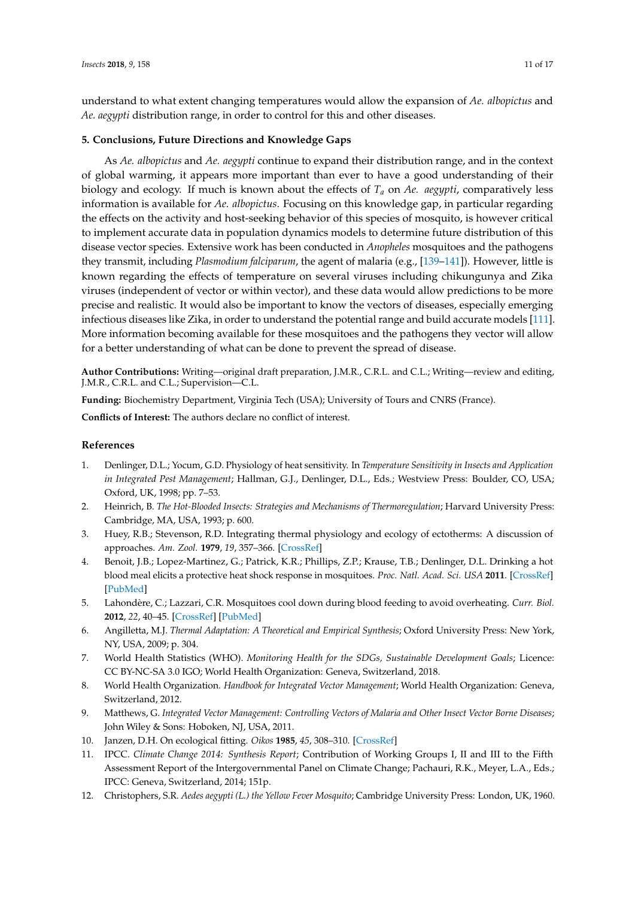understand to what extent changing temperatures would allow the expansion of *Ae. albopictus* and *Ae. aegypti* distribution range, in order to control for this and other diseases.

**5. Conclusions, Future Directions and Knowledge Gaps**

As *Ae. albopictus* and *Ae. aegypti* continue to expand their distribution range, and in the context of global warming, it appears more important than ever to have a good understanding of their biology and ecology. If much is known about the effects of $T_a$ on *Ae. aegypti*, comparatively less information is available for *Ae. albopictus*. Focusing on this knowledge gap, in particular regarding the effects on the activity and host-seeking behavior of this species of mosquito, is however critical to implement accurate data in population dynamics models to determine future distribution of this disease vector species. Extensive work has been conducted in *Anopheles* mosquitoes and the pathogens they transmit, including *Plasmodium falciparum*, the agent of malaria (e.g., [139–141]). However, little is known regarding the effects of temperature on several viruses including chikungunya and Zika viruses (independent of vector or within vector), and these data would allow predictions to be more precise and realistic. It would also be important to know the vectors of diseases, especially emerging infectious diseases like Zika, in order to understand the potential range and build accurate models [111]. More information becoming available for these mosquitoes and the pathogens they vector will allow for a better understanding of what can be done to prevent the spread of disease.

**Author Contributions:** Writing—original draft preparation, J.M.R., C.R.L. and C.L.; Writing—review and editing, J.M.R., C.R.L. and C.L.; Supervision—C.L.

**Funding:** Biochemistry Department, Virginia Tech (USA); University of Tours and CNRS (France).

**Conflicts of Interest:** The authors declare no conflict of interest.

**References**

1. Denlinger, D.L.; Yocum, G.D. Physiology of heat sensitivity. In *Temperature Sensitivity in Insects and Application in Integrated Pest Management*; Hallman, G.J., Denlinger, D.L., Eds.; Westview Press: Boulder, CO, USA; Oxford, UK, 1998; pp. 7–53.
2. Heinrich, B. *The Hot-Blooded Insects: Strategies and Mechanisms of Thermoregulation*; Harvard University Press: Cambridge, MA, USA, 1993; p. 600.
3. Huey, R.B.; Stevenson, R.D. Integrating thermal physiology and ecology of ectotherms: A discussion of approaches. *Am. Zool.* **1979**, *19*, 357–366. [CrossRef]
4. Benoit, J.B.; Lopez-Martinez, G.; Patrick, K.R.; Phillips, Z.P.; Krause, T.B.; Denlinger, D.L. Drinking a hot blood meal elicits a protective heat shock response in mosquitoes. *Proc. Natl. Acad. Sci. USA* **2011**. [CrossRef] [PubMed]
5. Lahondère, C.; Lazzari, C.R. Mosquitoes cool down during blood feeding to avoid overheating. *Curr. Biol.* **2012**, *22*, 40–45. [CrossRef] [PubMed]
6. Angilletta, M.J. *Thermal Adaptation: A Theoretical and Empirical Synthesis*; Oxford University Press: New York, NY, USA, 2009; p. 304.
7. World Health Statistics (WHO). *Monitoring Health for the SDGs, Sustainable Development Goals*; Licence: CC BY-NC-SA 3.0 IGO; World Health Organization: Geneva, Switzerland, 2018.
8. World Health Organization. *Handbook for Integrated Vector Management*; World Health Organization: Geneva, Switzerland, 2012.
9. Matthews, G. *Integrated Vector Management: Controlling Vectors of Malaria and Other Insect Vector Borne Diseases*; John Wiley & Sons: Hoboken, NJ, USA, 2011.
10. Janzen, D.H. On ecological fitting. *Oikos* **1985**, *45*, 308–310. [CrossRef]
11. IPCC. *Climate Change 2014: Synthesis Report*; Contribution of Working Groups I, II and III to the Fifth Assessment Report of the Intergovernmental Panel on Climate Change; Pachauri, R.K., Meyer, L.A., Eds.; IPCC: Geneva, Switzerland, 2014; 151p.
12. Christophers, S.R. *Aedes aegypti (L.) the Yellow Fever Mosquito*; Cambridge University Press: London, UK, 1960.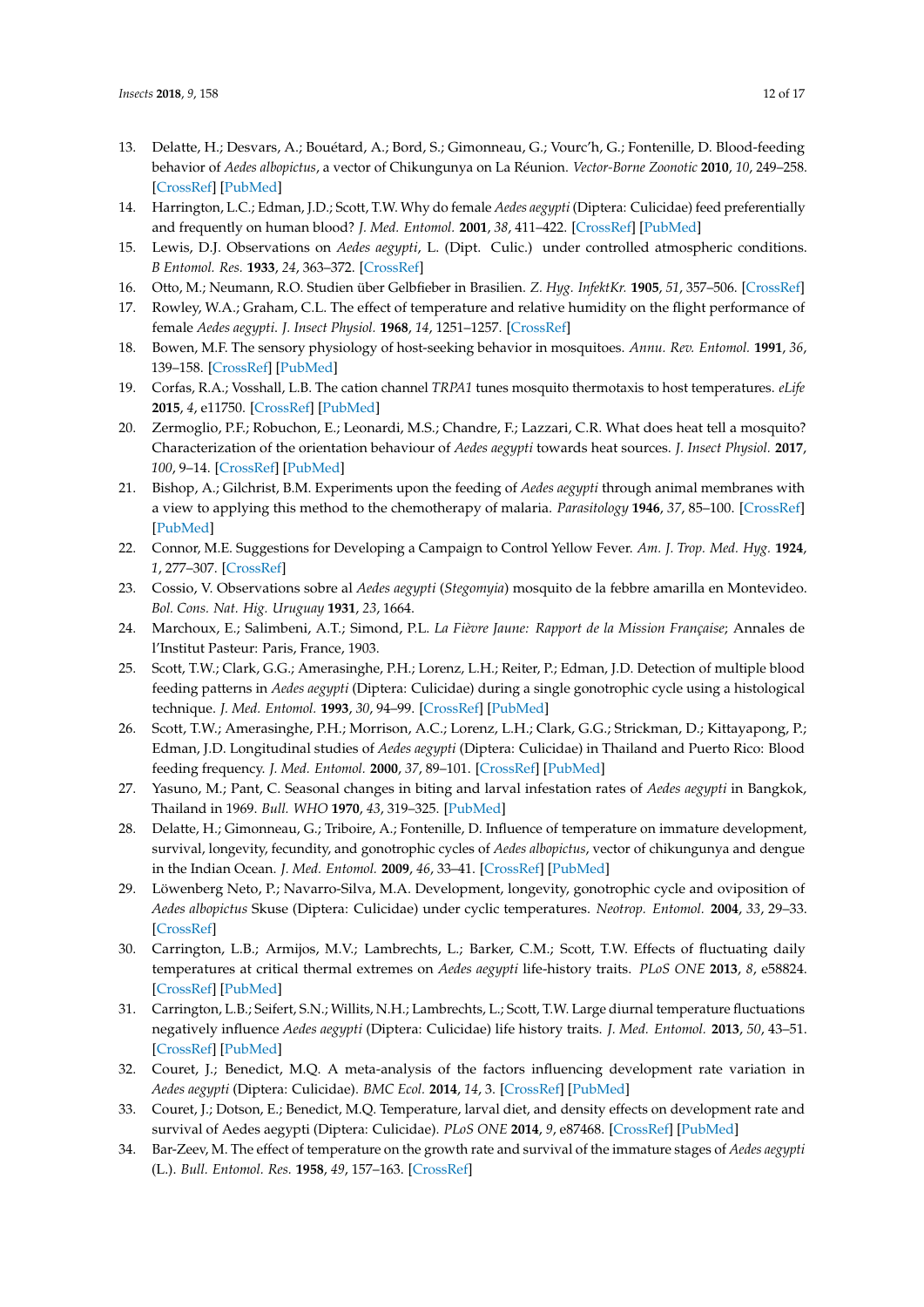13. Delatte, H.; Desvars, A.; Bouétard, A.; Bord, S.; Gimonneau, G.; Vourc'h, G.; Fontenille, D. Blood-feeding behavior of *Aedes albopictus*, a vector of Chikungunya on La Réunion. *Vector-Borne Zoonotic* **2010**, *10*, 249–258. [CrossRef] [PubMed]
14. Harrington, L.C.; Edman, J.D.; Scott, T.W. Why do female *Aedes aegypti* (Diptera: Culicidae) feed preferentially and frequently on human blood? *J. Med. Entomol.* **2001**, *38*, 411–422. [CrossRef] [PubMed]
15. Lewis, D.J. Observations on *Aedes aegypti*, L. (Dipt. Culic.) under controlled atmospheric conditions. *B Entomol. Res.* **1933**, *24*, 363–372. [CrossRef]
16. Otto, M.; Neumann, R.O. Studien über Gelbfieber in Brasilien. *Z. Hyg. InfektKr.* **1905**, *51*, 357–506. [CrossRef]
17. Rowley, W.A.; Graham, C.L. The effect of temperature and relative humidity on the flight performance of female *Aedes aegypti*. *J. Insect Physiol.* **1968**, *14*, 1251–1257. [CrossRef]
18. Bowen, M.F. The sensory physiology of host-seeking behavior in mosquitoes. *Annu. Rev. Entomol.* **1991**, *36*, 139–158. [CrossRef] [PubMed]
19. Corfas, R.A.; Vosshall, L.B. The cation channel *TRPA1* tunes mosquito thermotaxis to host temperatures. *eLife* **2015**, *4*, e11750. [CrossRef] [PubMed]
20. Zermoglio, P.F.; Robuchon, E.; Leonardi, M.S.; Chandre, F.; Lazzari, C.R. What does heat tell a mosquito? Characterization of the orientation behaviour of *Aedes aegypti* towards heat sources. *J. Insect Physiol.* **2017**, *100*, 9–14. [CrossRef] [PubMed]
21. Bishop, A.; Gilchrist, B.M. Experiments upon the feeding of *Aedes aegypti* through animal membranes with a view to applying this method to the chemotherapy of malaria. *Parasitology* **1946**, *37*, 85–100. [CrossRef] [PubMed]
22. Connor, M.E. Suggestions for Developing a Campaign to Control Yellow Fever. *Am. J. Trop. Med. Hyg.* **1924**, *1*, 277–307. [CrossRef]
23. Cossio, V. Observations sobre al *Aedes aegypti* (*Stegomyia*) mosquito de la febbre amarilla en Montevideo. *Bol. Cons. Nat. Hig. Uruguay* **1931**, *23*, 1664.
24. Marchoux, E.; Salimbeni, A.T.; Simond, P.L. *La Fièvre Jaune: Rapport de la Mission Française*; Annales de l'Institut Pasteur: Paris, France, 1903.
25. Scott, T.W.; Clark, G.G.; Amerasinghe, P.H.; Lorenz, L.H.; Reiter, P.; Edman, J.D. Detection of multiple blood feeding patterns in *Aedes aegypti* (Diptera: Culicidae) during a single gonotrophic cycle using a histological technique. *J. Med. Entomol.* **1993**, *30*, 94–99. [CrossRef] [PubMed]
26. Scott, T.W.; Amerasinghe, P.H.; Morrison, A.C.; Lorenz, L.H.; Clark, G.G.; Strickman, D.; Kittayapong, P.; Edman, J.D. Longitudinal studies of *Aedes aegypti* (Diptera: Culicidae) in Thailand and Puerto Rico: Blood feeding frequency. *J. Med. Entomol.* **2000**, *37*, 89–101. [CrossRef] [PubMed]
27. Yasuno, M.; Pant, C. Seasonal changes in biting and larval infestation rates of *Aedes aegypti* in Bangkok, Thailand in 1969. *Bull. WHO* **1970**, *43*, 319–325. [PubMed]
28. Delatte, H.; Gimonneau, G.; Triboire, A.; Fontenille, D. Influence of temperature on immature development, survival, longevity, fecundity, and gonotrophic cycles of *Aedes albopictus*, vector of chikungunya and dengue in the Indian Ocean. *J. Med. Entomol.* **2009**, *46*, 33–41. [CrossRef] [PubMed]
29. Löwenberg Neto, P.; Navarro-Silva, M.A. Development, longevity, gonotrophic cycle and oviposition of *Aedes albopictus* Skuse (Diptera: Culicidae) under cyclic temperatures. *Neotrop. Entomol.* **2004**, *33*, 29–33. [CrossRef]
30. Carrington, L.B.; Armijos, M.V.; Lambrechts, L.; Barker, C.M.; Scott, T.W. Effects of fluctuating daily temperatures at critical thermal extremes on *Aedes aegypti* life-history traits. *PLoS ONE* **2013**, *8*, e58824. [CrossRef] [PubMed]
31. Carrington, L.B.; Seifert, S.N.; Willits, N.H.; Lambrechts, L.; Scott, T.W. Large diurnal temperature fluctuations negatively influence *Aedes aegypti* (Diptera: Culicidae) life history traits. *J. Med. Entomol.* **2013**, *50*, 43–51. [CrossRef] [PubMed]
32. Couret, J.; Benedict, M.Q. A meta-analysis of the factors influencing development rate variation in *Aedes aegypti* (Diptera: Culicidae). *BMC Ecol.* **2014**, *14*, 3. [CrossRef] [PubMed]
33. Couret, J.; Dotson, E.; Benedict, M.Q. Temperature, larval diet, and density effects on development rate and survival of Aedes aegypti (Diptera: Culicidae). *PLoS ONE* **2014**, *9*, e87468. [CrossRef] [PubMed]
34. Bar-Zeev, M. The effect of temperature on the growth rate and survival of the immature stages of *Aedes aegypti* (L.). *Bull. Entomol. Res.* **1958**, *49*, 157–163. [CrossRef]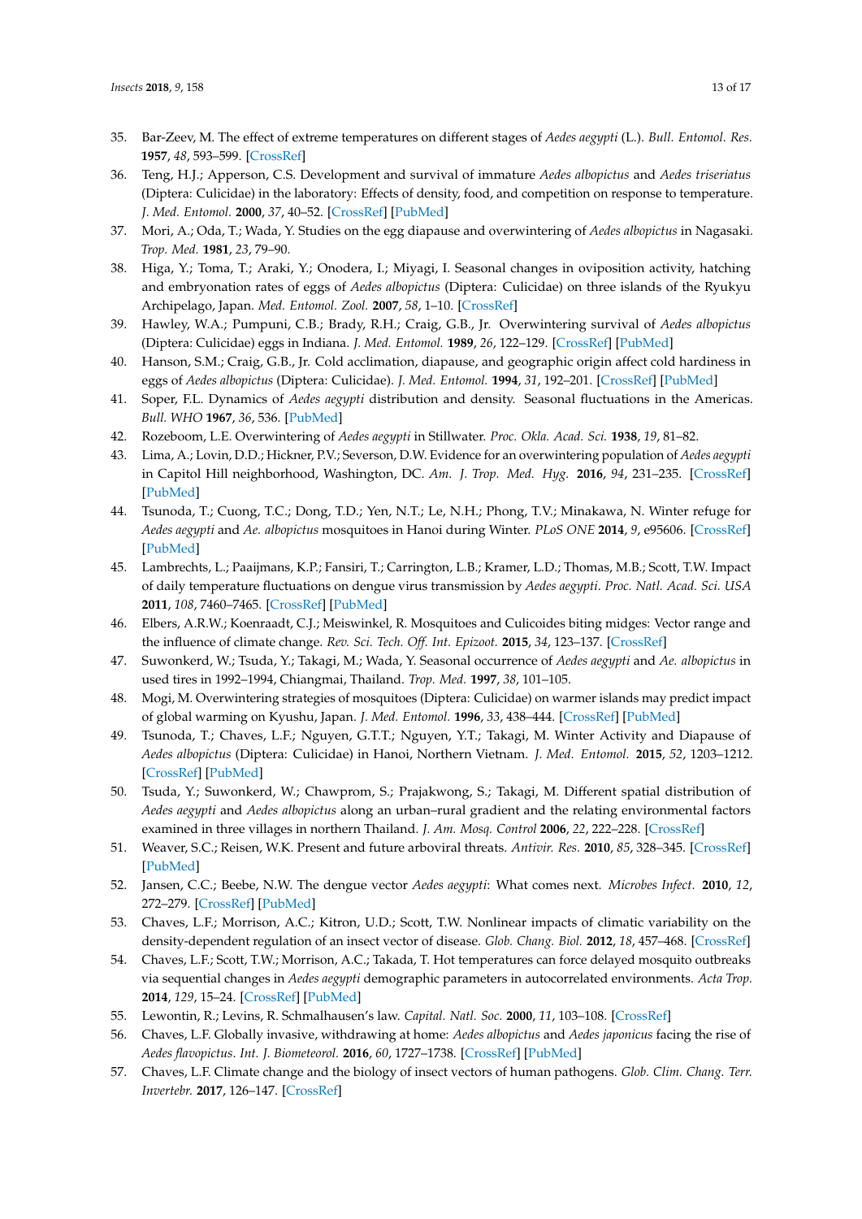35. Bar-Zeev, M. The effect of extreme temperatures on different stages of *Aedes aegypti* (L.). *Bull. Entomol. Res.* **1957**, *48*, 593–599. [CrossRef]
36. Teng, H.J.; Apperson, C.S. Development and survival of immature *Aedes albopictus* and *Aedes triseriatus* (Diptera: Culicidae) in the laboratory: Effects of density, food, and competition on response to temperature. *J. Med. Entomol.* **2000**, *37*, 40–52. [CrossRef] [PubMed]
37. Mori, A.; Oda, T.; Wada, Y. Studies on the egg diapause and overwintering of *Aedes albopictus* in Nagasaki. *Trop. Med.* **1981**, *23*, 79–90.
38. Higa, Y.; Toma, T.; Araki, Y.; Onodera, I.; Miyagi, I. Seasonal changes in oviposition activity, hatching and embryonation rates of eggs of *Aedes albopictus* (Diptera: Culicidae) on three islands of the Ryukyu Archipelago, Japan. *Med. Entomol. Zool.* **2007**, *58*, 1–10. [CrossRef]
39. Hawley, W.A.; Pumpuni, C.B.; Brady, R.H.; Craig, G.B., Jr. Overwintering survival of *Aedes albopictus* (Diptera: Culicidae) eggs in Indiana. *J. Med. Entomol.* **1989**, *26*, 122–129. [CrossRef] [PubMed]
40. Hanson, S.M.; Craig, G.B., Jr. Cold acclimation, diapause, and geographic origin affect cold hardiness in eggs of *Aedes albopictus* (Diptera: Culicidae). *J. Med. Entomol.* **1994**, *31*, 192–201. [CrossRef] [PubMed]
41. Soper, F.L. Dynamics of *Aedes aegypti* distribution and density. Seasonal fluctuations in the Americas. *Bull. WHO* **1967**, *36*, 536. [PubMed]
42. Rozeboom, L.E. Overwintering of *Aedes aegypti* in Stillwater. *Proc. Okla. Acad. Sci.* **1938**, *19*, 81–82.
43. Lima, A.; Lovin, D.D.; Hickner, P.V.; Severson, D.W. Evidence for an overwintering population of *Aedes aegypti* in Capitol Hill neighborhood, Washington, DC. *Am. J. Trop. Med. Hyg.* **2016**, *94*, 231–235. [CrossRef] [PubMed]
44. Tsunoda, T.; Cuong, T.C.; Dong, T.D.; Yen, N.T.; Le, N.H.; Phong, T.V.; Minakawa, N. Winter refuge for *Aedes aegypti* and *Ae. albopictus* mosquitoes in Hanoi during Winter. *PLoS ONE* **2014**, *9*, e95606. [CrossRef] [PubMed]
45. Lambrechts, L.; Paaijmans, K.P.; Fansiri, T.; Carrington, L.B.; Kramer, L.D.; Thomas, M.B.; Scott, T.W. Impact of daily temperature fluctuations on dengue virus transmission by *Aedes aegypti*. *Proc. Natl. Acad. Sci. USA* **2011**, *108*, 7460–7465. [CrossRef] [PubMed]
46. Elbers, A.R.W.; Koenraadt, C.J.; Meiswinkel, R. Mosquitoes and Culicoides biting midges: Vector range and the influence of climate change. *Rev. Sci. Tech. Off. Int. Epizoot.* **2015**, *34*, 123–137. [CrossRef]
47. Suwonkerd, W.; Tsuda, Y.; Takagi, M.; Wada, Y. Seasonal occurrence of *Aedes aegypti* and *Ae. albopictus* in used tires in 1992–1994, Chiangmai, Thailand. *Trop. Med.* **1997**, *38*, 101–105.
48. Mogi, M. Overwintering strategies of mosquitoes (Diptera: Culicidae) on warmer islands may predict impact of global warming on Kyushu, Japan. *J. Med. Entomol.* **1996**, *33*, 438–444. [CrossRef] [PubMed]
49. Tsunoda, T.; Chaves, L.F.; Nguyen, G.T.T.; Nguyen, Y.T.; Takagi, M. Winter Activity and Diapause of *Aedes albopictus* (Diptera: Culicidae) in Hanoi, Northern Vietnam. *J. Med. Entomol.* **2015**, *52*, 1203–1212. [CrossRef] [PubMed]
50. Tsuda, Y.; Suwonkerd, W.; Chawprom, S.; Prajakwong, S.; Takagi, M. Different spatial distribution of *Aedes aegypti* and *Aedes albopictus* along an urban–rural gradient and the relating environmental factors examined in three villages in northern Thailand. *J. Am. Mosq. Control* **2006**, *22*, 222–228. [CrossRef]
51. Weaver, S.C.; Reisen, W.K. Present and future arboviral threats. *Antivir. Res.* **2010**, *85*, 328–345. [CrossRef] [PubMed]
52. Jansen, C.C.; Beebe, N.W. The dengue vector *Aedes aegypti*: What comes next. *Microbes Infect.* **2010**, *12*, 272–279. [CrossRef] [PubMed]
53. Chaves, L.F.; Morrison, A.C.; Kitron, U.D.; Scott, T.W. Nonlinear impacts of climatic variability on the density-dependent regulation of an insect vector of disease. *Glob. Chang. Biol.* **2012**, *18*, 457–468. [CrossRef]
54. Chaves, L.F.; Scott, T.W.; Morrison, A.C.; Takada, T. Hot temperatures can force delayed mosquito outbreaks via sequential changes in *Aedes aegypti* demographic parameters in autocorrelated environments. *Acta Trop.* **2014**, *129*, 15–24. [CrossRef] [PubMed]
55. Lewontin, R.; Levins, R. Schmalhausen's law. *Capital. Natl. Soc.* **2000**, *11*, 103–108. [CrossRef]
56. Chaves, L.F. Globally invasive, withdrawing at home: *Aedes albopictus* and *Aedes japonicus* facing the rise of *Aedes flavopictus*. *Int. J. Biometeorol.* **2016**, *60*, 1727–1738. [CrossRef] [PubMed]
57. Chaves, L.F. Climate change and the biology of insect vectors of human pathogens. *Glob. Clim. Chang. Terr. Invertebr.* **2017**, 126–147. [CrossRef]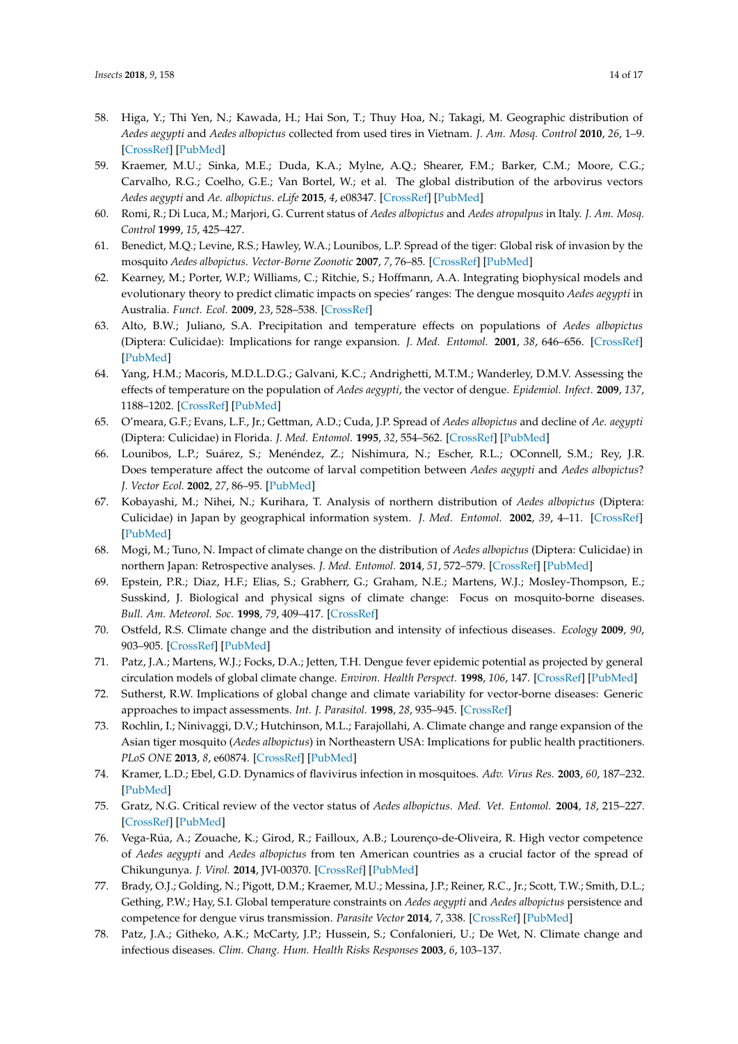58. Higa, Y.; Thi Yen, N.; Kawada, H.; Hai Son, T.; Thuy Hoa, N.; Takagi, M. Geographic distribution of *Aedes aegypti* and *Aedes albopictus* collected from used tires in Vietnam. *J. Am. Mosq. Control* **2010**, *26*, 1–9. [CrossRef] [PubMed]
59. Kraemer, M.U.; Sinka, M.E.; Duda, K.A.; Mylne, A.Q.; Shearer, F.M.; Barker, C.M.; Moore, C.G.; Carvalho, R.G.; Coelho, G.E.; Van Bortel, W.; et al. The global distribution of the arbovirus vectors *Aedes aegypti* and *Ae. albopictus*. *eLife* **2015**, *4*, e08347. [CrossRef] [PubMed]
60. Romi, R.; Di Luca, M.; Marjori, G. Current status of *Aedes albopictus* and *Aedes atropalpus* in Italy. *J. Am. Mosq. Control* **1999**, *15*, 425–427.
61. Benedict, M.Q.; Levine, R.S.; Hawley, W.A.; Lounibos, L.P. Spread of the tiger: Global risk of invasion by the mosquito *Aedes albopictus*. *Vector-Borne Zoonotic* **2007**, *7*, 76–85. [CrossRef] [PubMed]
62. Kearney, M.; Porter, W.P.; Williams, C.; Ritchie, S.; Hoffmann, A.A. Integrating biophysical models and evolutionary theory to predict climatic impacts on species' ranges: The dengue mosquito *Aedes aegypti* in Australia. *Funct. Ecol.* **2009**, *23*, 528–538. [CrossRef]
63. Alto, B.W.; Juliano, S.A. Precipitation and temperature effects on populations of *Aedes albopictus* (Diptera: Culicidae): Implications for range expansion. *J. Med. Entomol.* **2001**, *38*, 646–656. [CrossRef] [PubMed]
64. Yang, H.M.; Macoris, M.D.L.D.G.; Galvani, K.C.; Andrighetti, M.T.M.; Wanderley, D.M.V. Assessing the effects of temperature on the population of *Aedes aegypti*, the vector of dengue. *Epidemiol. Infect.* **2009**, *137*, 1188–1202. [CrossRef] [PubMed]
65. O'meara, G.F.; Evans, L.F., Jr.; Gettman, A.D.; Cuda, J.P. Spread of *Aedes albopictus* and decline of *Ae. aegypti* (Diptera: Culicidae) in Florida. *J. Med. Entomol.* **1995**, *32*, 554–562. [CrossRef] [PubMed]
66. Lounibos, L.P.; Suárez, S.; Menéndez, Z.; Nishimura, N.; Escher, R.L.; OConnell, S.M.; Rey, J.R. Does temperature affect the outcome of larval competition between *Aedes aegypti* and *Aedes albopictus*? *J. Vector Ecol.* **2002**, *27*, 86–95. [PubMed]
67. Kobayashi, M.; Nihei, N.; Kurihara, T. Analysis of northern distribution of *Aedes albopictus* (Diptera: Culicidae) in Japan by geographical information system. *J. Med. Entomol.* **2002**, *39*, 4–11. [CrossRef] [PubMed]
68. Mogi, M.; Tuno, N. Impact of climate change on the distribution of *Aedes albopictus* (Diptera: Culicidae) in northern Japan: Retrospective analyses. *J. Med. Entomol.* **2014**, *51*, 572–579. [CrossRef] [PubMed]
69. Epstein, P.R.; Diaz, H.F.; Elias, S.; Grabherr, G.; Graham, N.E.; Martens, W.J.; MosIey-Thompson, E.; Susskind, J. Biological and physical signs of climate change: Focus on mosquito-borne diseases. *Bull. Am. Meteorol. Soc.* **1998**, *79*, 409–417. [CrossRef]
70. Ostfeld, R.S. Climate change and the distribution and intensity of infectious diseases. *Ecology* **2009**, *90*, 903–905. [CrossRef] [PubMed]
71. Patz, J.A.; Martens, W.J.; Focks, D.A.; Jetten, T.H. Dengue fever epidemic potential as projected by general circulation models of global climate change. *Environ. Health Perspect.* **1998**, *106*, 147. [CrossRef] [PubMed]
72. Sutherst, R.W. Implications of global change and climate variability for vector-borne diseases: Generic approaches to impact assessments. *Int. J. Parasitol.* **1998**, *28*, 935–945. [CrossRef]
73. Rochlin, I.; Ninivaggi, D.V.; Hutchinson, M.L.; Farajollahi, A. Climate change and range expansion of the Asian tiger mosquito (*Aedes albopictus*) in Northeastern USA: Implications for public health practitioners. *PLoS ONE* **2013**, *8*, e60874. [CrossRef] [PubMed]
74. Kramer, L.D.; Ebel, G.D. Dynamics of flavivirus infection in mosquitoes. *Adv. Virus Res.* **2003**, *60*, 187–232. [PubMed]
75. Gratz, N.G. Critical review of the vector status of *Aedes albopictus*. *Med. Vet. Entomol.* **2004**, *18*, 215–227. [CrossRef] [PubMed]
76. Vega-Rúa, A.; Zouache, K.; Girod, R.; Failloux, A.B.; Lourenço-de-Oliveira, R. High vector competence of *Aedes aegypti* and *Aedes albopictus* from ten American countries as a crucial factor of the spread of Chikungunya. *J. Virol.* **2014**, JVI-00370. [CrossRef] [PubMed]
77. Brady, O.J.; Golding, N.; Pigott, D.M.; Kraemer, M.U.; Messina, J.P.; Reiner, R.C., Jr.; Scott, T.W.; Smith, D.L.; Gething, P.W.; Hay, S.I. Global temperature constraints on *Aedes aegypti* and *Aedes albopictus* persistence and competence for dengue virus transmission. *Parasite Vector* **2014**, *7*, 338. [CrossRef] [PubMed]
78. Patz, J.A.; Githeko, A.K.; McCarty, J.P.; Hussein, S.; Confalonieri, U.; De Wet, N. Climate change and infectious diseases. *Clim. Chang. Hum. Health Risks Responses* **2003**, *6*, 103–137.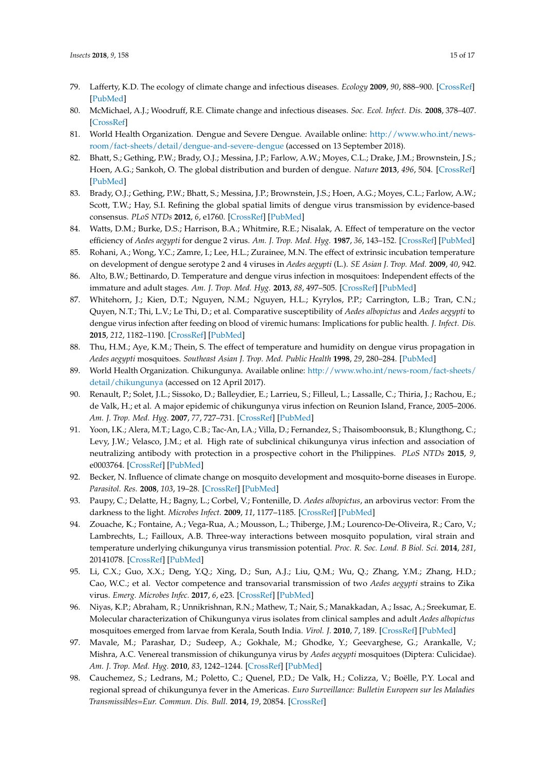79. Lafferty, K.D. The ecology of climate change and infectious diseases. *Ecology* **2009**, *90*, 888–900. [CrossRef] [PubMed]
80. McMichael, A.J.; Woodruff, R.E. Climate change and infectious diseases. *Soc. Ecol. Infect. Dis.* **2008**, 378–407. [CrossRef]
81. World Health Organization. Dengue and Severe Dengue. Available online: http://www.who.int/news-room/fact-sheets/detail/dengue-and-severe-dengue (accessed on 13 September 2018).
82. Bhatt, S.; Gething, P.W.; Brady, O.J.; Messina, J.P.; Farlow, A.W.; Moyes, C.L.; Drake, J.M.; Brownstein, J.S.; Hoen, A.G.; Sankoh, O. The global distribution and burden of dengue. *Nature* **2013**, *496*, 504. [CrossRef] [PubMed]
83. Brady, O.J.; Gething, P.W.; Bhatt, S.; Messina, J.P.; Brownstein, J.S.; Hoen, A.G.; Moyes, C.L.; Farlow, A.W.; Scott, T.W.; Hay, S.I. Refining the global spatial limits of dengue virus transmission by evidence-based consensus. *PLoS NTDs* **2012**, *6*, e1760. [CrossRef] [PubMed]
84. Watts, D.M.; Burke, D.S.; Harrison, B.A.; Whitmire, R.E.; Nisalak, A. Effect of temperature on the vector efficiency of *Aedes aegypti* for dengue 2 virus. *Am. J. Trop. Med. Hyg.* **1987**, *36*, 143–152. [CrossRef] [PubMed]
85. Rohani, A.; Wong, Y.C.; Zamre, I.; Lee, H.L.; Zurainee, M.N. The effect of extrinsic incubation temperature on development of dengue serotype 2 and 4 viruses in *Aedes aegypti* (L.). *SE Asian J. Trop. Med.* **2009**, *40*, 942.
86. Alto, B.W.; Bettinardo, D. Temperature and dengue virus infection in mosquitoes: Independent effects of the immature and adult stages. *Am. J. Trop. Med. Hyg.* **2013**, *88*, 497–505. [CrossRef] [PubMed]
87. Whitehorn, J.; Kien, D.T.; Nguyen, N.M.; Nguyen, H.L.; Kyrylos, P.P.; Carrington, L.B.; Tran, C.N.; Quyen, N.T.; Thi, L.V.; Le Thi, D.; et al. Comparative susceptibility of *Aedes albopictus* and *Aedes aegypti* to dengue virus infection after feeding on blood of viremic humans: Implications for public health. *J. Infect. Dis.* **2015**, *212*, 1182–1190. [CrossRef] [PubMed]
88. Thu, H.M.; Aye, K.M.; Thein, S. The effect of temperature and humidity on dengue virus propagation in *Aedes aegypti* mosquitoes. *Southeast Asian J. Trop. Med. Public Health* **1998**, *29*, 280–284. [PubMed]
89. World Health Organization. Chikungunya. Available online: http://www.who.int/news-room/fact-sheets/detail/chikungunya (accessed on 12 April 2017).
90. Renault, P.; Solet, J.L.; Sissoko, D.; Balleydier, E.; Larrieu, S.; Filleul, L.; Lassalle, C.; Thiria, J.; Rachou, E.; de Valk, H.; et al. A major epidemic of chikungunya virus infection on Reunion Island, France, 2005–2006. *Am. J. Trop. Med. Hyg.* **2007**, *77*, 727–731. [CrossRef] [PubMed]
91. Yoon, I.K.; Alera, M.T.; Lago, C.B.; Tac-An, I.A.; Villa, D.; Fernandez, S.; Thaisomboonsuk, B.; Klungthong, C.; Levy, J.W.; Velasco, J.M.; et al. High rate of subclinical chikungunya virus infection and association of neutralizing antibody with protection in a prospective cohort in the Philippines. *PLoS NTDs* **2015**, *9*, e0003764. [CrossRef] [PubMed]
92. Becker, N. Influence of climate change on mosquito development and mosquito-borne diseases in Europe. *Parasitol. Res.* **2008**, *103*, 19–28. [CrossRef] [PubMed]
93. Paupy, C.; Delatte, H.; Bagny, L.; Corbel, V.; Fontenille, D. *Aedes albopictus*, an arbovirus vector: From the darkness to the light. *Microbes Infect.* **2009**, *11*, 1177–1185. [CrossRef] [PubMed]
94. Zouache, K.; Fontaine, A.; Vega-Rua, A.; Mousson, L.; Thiberge, J.M.; Lourenco-De-Oliveira, R.; Caro, V.; Lambrechts, L.; Failloux, A.B. Three-way interactions between mosquito population, viral strain and temperature underlying chikungunya virus transmission potential. *Proc. R. Soc. Lond. B Biol. Sci.* **2014**, *281*, 20141078. [CrossRef] [PubMed]
95. Li, C.X.; Guo, X.X.; Deng, Y.Q.; Xing, D.; Sun, A.J.; Liu, Q.M.; Wu, Q.; Zhang, Y.M.; Zhang, H.D.; Cao, W.C.; et al. Vector competence and transovarial transmission of two *Aedes aegypti* strains to Zika virus. *Emerg. Microbes Infec.* **2017**, *6*, e23. [CrossRef] [PubMed]
96. Niyas, K.P.; Abraham, R.; Unnikrishnan, R.N.; Mathew, T.; Nair, S.; Manakkadan, A.; Issac, A.; Sreekumar, E. Molecular characterization of Chikungunya virus isolates from clinical samples and adult *Aedes albopictus* mosquitoes emerged from larvae from Kerala, South India. *Virol. J.* **2010**, *7*, 189. [CrossRef] [PubMed]
97. Mavale, M.; Parashar, D.; Sudeep, A.; Gokhale, M.; Ghodke, Y.; Geevarghese, G.; Arankalle, V.; Mishra, A.C. Venereal transmission of chikungunya virus by *Aedes aegypti* mosquitoes (Diptera: Culicidae). *Am. J. Trop. Med. Hyg.* **2010**, *83*, 1242–1244. [CrossRef] [PubMed]
98. Cauchemez, S.; Ledrans, M.; Poletto, C.; Quenel, P.D.; De Valk, H.; Colizza, V.; Boëlle, P.Y. Local and regional spread of chikungunya fever in the Americas. *Euro Surveillance: Bulletin Europeen sur les Maladies Transmissibles=Eur. Commun. Dis. Bull.* **2014**, *19*, 20854. [CrossRef]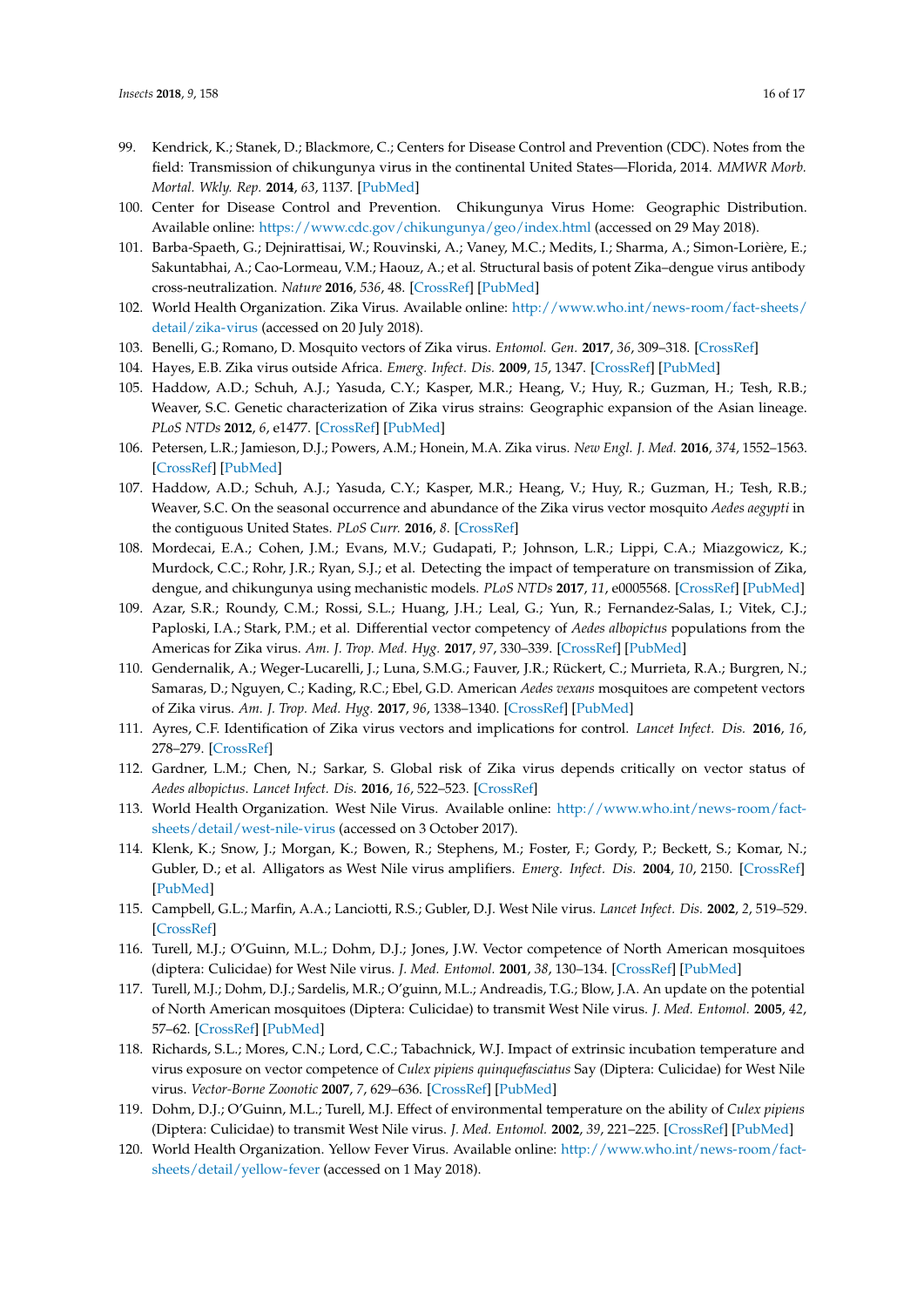99. Kendrick, K.; Stanek, D.; Blackmore, C.; Centers for Disease Control and Prevention (CDC). Notes from the field: Transmission of chikungunya virus in the continental United States—Florida, 2014. *MMWR Morb. Mortal. Wkly. Rep.* **2014**, *63*, 1137. [PubMed]
100. Center for Disease Control and Prevention. Chikungunya Virus Home: Geographic Distribution. Available online: https://www.cdc.gov/chikungunya/geo/index.html (accessed on 29 May 2018).
101. Barba-Spaeth, G.; Dejnirattisai, W.; Rouvinski, A.; Vaney, M.C.; Medits, I.; Sharma, A.; Simon-Lorière, E.; Sakuntabhai, A.; Cao-Lormeau, V.M.; Haouz, A.; et al. Structural basis of potent Zika–dengue virus antibody cross-neutralization. *Nature* **2016**, *536*, 48. [CrossRef] [PubMed]
102. World Health Organization. Zika Virus. Available online: http://www.who.int/news-room/fact-sheets/detail/zika-virus (accessed on 20 July 2018).
103. Benelli, G.; Romano, D. Mosquito vectors of Zika virus. *Entomol. Gen.* **2017**, *36*, 309–318. [CrossRef]
104. Hayes, E.B. Zika virus outside Africa. *Emerg. Infect. Dis.* **2009**, *15*, 1347. [CrossRef] [PubMed]
105. Haddow, A.D.; Schuh, A.J.; Yasuda, C.Y.; Kasper, M.R.; Heang, V.; Huy, R.; Guzman, H.; Tesh, R.B.; Weaver, S.C. Genetic characterization of Zika virus strains: Geographic expansion of the Asian lineage. *PLoS NTDs* **2012**, *6*, e1477. [CrossRef] [PubMed]
106. Petersen, L.R.; Jamieson, D.J.; Powers, A.M.; Honein, M.A. Zika virus. *New Engl. J. Med.* **2016**, *374*, 1552–1563. [CrossRef] [PubMed]
107. Haddow, A.D.; Schuh, A.J.; Yasuda, C.Y.; Kasper, M.R.; Heang, V.; Huy, R.; Guzman, H.; Tesh, R.B.; Weaver, S.C. On the seasonal occurrence and abundance of the Zika virus vector mosquito *Aedes aegypti* in the contiguous United States. *PLoS Curr.* **2016**, *8*. [CrossRef]
108. Mordecai, E.A.; Cohen, J.M.; Evans, M.V.; Gudapati, P.; Johnson, L.R.; Lippi, C.A.; Miazgowicz, K.; Murdock, C.C.; Rohr, J.R.; Ryan, S.J.; et al. Detecting the impact of temperature on transmission of Zika, dengue, and chikungunya using mechanistic models. *PLoS NTDs* **2017**, *11*, e0005568. [CrossRef] [PubMed]
109. Azar, S.R.; Roundy, C.M.; Rossi, S.L.; Huang, J.H.; Leal, G.; Yun, R.; Fernandez-Salas, I.; Vitek, C.J.; Paploski, I.A.; Stark, P.M.; et al. Differential vector competency of *Aedes albopictus* populations from the Americas for Zika virus. *Am. J. Trop. Med. Hyg.* **2017**, *97*, 330–339. [CrossRef] [PubMed]
110. Gendernalik, A.; Weger-Lucarelli, J.; Luna, S.M.G.; Fauver, J.R.; Rückert, C.; Murrieta, R.A.; Burgren, N.; Samaras, D.; Nguyen, C.; Kading, R.C.; Ebel, G.D. American *Aedes vexans* mosquitoes are competent vectors of Zika virus. *Am. J. Trop. Med. Hyg.* **2017**, *96*, 1338–1340. [CrossRef] [PubMed]
111. Ayres, C.F. Identification of Zika virus vectors and implications for control. *Lancet Infect. Dis.* **2016**, *16*, 278–279. [CrossRef]
112. Gardner, L.M.; Chen, N.; Sarkar, S. Global risk of Zika virus depends critically on vector status of *Aedes albopictus*. *Lancet Infect. Dis.* **2016**, *16*, 522–523. [CrossRef]
113. World Health Organization. West Nile Virus. Available online: http://www.who.int/news-room/fact-sheets/detail/west-nile-virus (accessed on 3 October 2017).
114. Klenk, K.; Snow, J.; Morgan, K.; Bowen, R.; Stephens, M.; Foster, F.; Gordy, P.; Beckett, S.; Komar, N.; Gubler, D.; et al. Alligators as West Nile virus amplifiers. *Emerg. Infect. Dis.* **2004**, *10*, 2150. [CrossRef] [PubMed]
115. Campbell, G.L.; Marfin, A.A.; Lanciotti, R.S.; Gubler, D.J. West Nile virus. *Lancet Infect. Dis.* **2002**, *2*, 519–529. [CrossRef]
116. Turell, M.J.; O'Guinn, M.L.; Dohm, D.J.; Jones, J.W. Vector competence of North American mosquitoes (diptera: Culicidae) for West Nile virus. *J. Med. Entomol.* **2001**, *38*, 130–134. [CrossRef] [PubMed]
117. Turell, M.J.; Dohm, D.J.; Sardelis, M.R.; O'guinn, M.L.; Andreadis, T.G.; Blow, J.A. An update on the potential of North American mosquitoes (Diptera: Culicidae) to transmit West Nile virus. *J. Med. Entomol.* **2005**, *42*, 57–62. [CrossRef] [PubMed]
118. Richards, S.L.; Mores, C.N.; Lord, C.C.; Tabachnick, W.J. Impact of extrinsic incubation temperature and virus exposure on vector competence of *Culex pipiens quinquefasciatus* Say (Diptera: Culicidae) for West Nile virus. *Vector-Borne Zoonotic* **2007**, *7*, 629–636. [CrossRef] [PubMed]
119. Dohm, D.J.; O'Guinn, M.L.; Turell, M.J. Effect of environmental temperature on the ability of *Culex pipiens* (Diptera: Culicidae) to transmit West Nile virus. *J. Med. Entomol.* **2002**, *39*, 221–225. [CrossRef] [PubMed]
120. World Health Organization. Yellow Fever Virus. Available online: http://www.who.int/news-room/fact-sheets/detail/yellow-fever (accessed on 1 May 2018).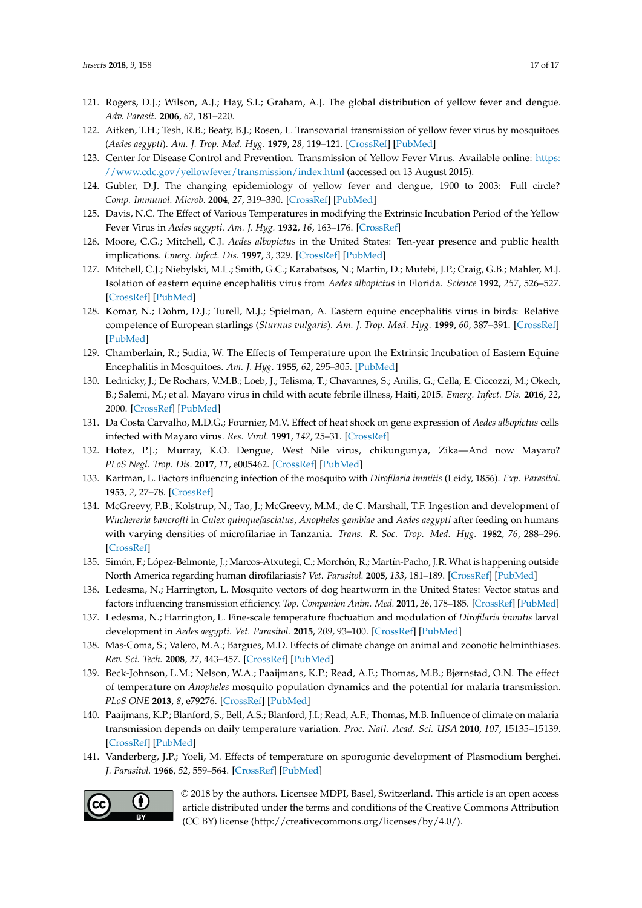121. Rogers, D.J.; Wilson, A.J.; Hay, S.I.; Graham, A.J. The global distribution of yellow fever and dengue. *Adv. Parasit.* **2006**, *62*, 181–220.
122. Aitken, T.H.; Tesh, R.B.; Beaty, B.J.; Rosen, L. Transovarial transmission of yellow fever virus by mosquitoes (*Aedes aegypti*). *Am. J. Trop. Med. Hyg.* **1979**, *28*, 119–121. [CrossRef] [PubMed]
123. Center for Disease Control and Prevention. Transmission of Yellow Fever Virus. Available online: https://www.cdc.gov/yellowfever/transmission/index.html (accessed on 13 August 2015).
124. Gubler, D.J. The changing epidemiology of yellow fever and dengue, 1900 to 2003: Full circle? *Comp. Immunol. Microb.* **2004**, *27*, 319–330. [CrossRef] [PubMed]
125. Davis, N.C. The Effect of Various Temperatures in modifying the Extrinsic Incubation Period of the Yellow Fever Virus in *Aedes aegypti*. *Am. J. Hyg.* **1932**, *16*, 163–176. [CrossRef]
126. Moore, C.G.; Mitchell, C.J. *Aedes albopictus* in the United States: Ten-year presence and public health implications. *Emerg. Infect. Dis.* **1997**, *3*, 329. [CrossRef] [PubMed]
127. Mitchell, C.J.; Niebylski, M.L.; Smith, G.C.; Karabatsos, N.; Martin, D.; Mutebi, J.P.; Craig, G.B.; Mahler, M.J. Isolation of eastern equine encephalitis virus from *Aedes albopictus* in Florida. *Science* **1992**, *257*, 526–527. [CrossRef] [PubMed]
128. Komar, N.; Dohm, D.J.; Turell, M.J.; Spielman, A. Eastern equine encephalitis virus in birds: Relative competence of European starlings (*Sturnus vulgaris*). *Am. J. Trop. Med. Hyg.* **1999**, *60*, 387–391. [CrossRef] [PubMed]
129. Chamberlain, R.; Sudia, W. The Effects of Temperature upon the Extrinsic Incubation of Eastern Equine Encephalitis in Mosquitoes. *Am. J. Hyg.* **1955**, *62*, 295–305. [PubMed]
130. Lednicky, J.; De Rochars, V.M.B.; Loeb, J.; Telisma, T.; Chavannes, S.; Anilis, G.; Cella, E. Ciccozzi, M.; Okech, B.; Salemi, M.; et al. Mayaro virus in child with acute febrile illness, Haiti, 2015. *Emerg. Infect. Dis.* **2016**, *22*, 2000. [CrossRef] [PubMed]
131. Da Costa Carvalho, M.D.G.; Fournier, M.V. Effect of heat shock on gene expression of *Aedes albopictus* cells infected with Mayaro virus. *Res. Virol.* **1991**, *142*, 25–31. [CrossRef]
132. Hotez, P.J.; Murray, K.O. Dengue, West Nile virus, chikungunya, Zika—And now Mayaro? *PLoS Negl. Trop. Dis.* **2017**, *11*, e005462. [CrossRef] [PubMed]
133. Kartman, L. Factors influencing infection of the mosquito with *Dirofilaria immitis* (Leidy, 1856). *Exp. Parasitol.* **1953**, *2*, 27–78. [CrossRef]
134. McGreevy, P.B.; Kolstrup, N.; Tao, J.; McGreevy, M.M.; de C. Marshall, T.F. Ingestion and development of *Wuchereria bancrofti* in *Culex quinquefasciatus*, *Anopheles gambiae* and *Aedes aegypti* after feeding on humans with varying densities of microfilariae in Tanzania. *Trans. R. Soc. Trop. Med. Hyg.* **1982**, *76*, 288–296. [CrossRef]
135. Simón, F.; López-Belmonte, J.; Marcos-Atxutegi, C.; Morchón, R.; Martín-Pacho, J.R. What is happening outside North America regarding human dirofilariasis? *Vet. Parasitol.* **2005**, *133*, 181–189. [CrossRef] [PubMed]
136. Ledesma, N.; Harrington, L. Mosquito vectors of dog heartworm in the United States: Vector status and factors influencing transmission efficiency. *Top. Companion Anim. Med.* **2011**, *26*, 178–185. [CrossRef] [PubMed]
137. Ledesma, N.; Harrington, L. Fine-scale temperature fluctuation and modulation of *Dirofilaria immitis* larval development in *Aedes aegypti*. *Vet. Parasitol.* **2015**, *209*, 93–100. [CrossRef] [PubMed]
138. Mas-Coma, S.; Valero, M.A.; Bargues, M.D. Effects of climate change on animal and zoonotic helminthiases. *Rev. Sci. Tech.* **2008**, *27*, 443–457. [CrossRef] [PubMed]
139. Beck-Johnson, L.M.; Nelson, W.A.; Paaijmans, K.P.; Read, A.F.; Thomas, M.B.; Bjørnstad, O.N. The effect of temperature on *Anopheles* mosquito population dynamics and the potential for malaria transmission. *PLoS ONE* **2013**, *8*, e79276. [CrossRef] [PubMed]
140. Paaijmans, K.P.; Blanford, S.; Bell, A.S.; Blanford, J.I.; Read, A.F.; Thomas, M.B. Influence of climate on malaria transmission depends on daily temperature variation. *Proc. Natl. Acad. Sci. USA* **2010**, *107*, 15135–15139. [CrossRef] [PubMed]
141. Vanderberg, J.P.; Yoeli, M. Effects of temperature on sporogonic development of Plasmodium berghei. *J. Parasitol.* **1966**, *52*, 559–564. [CrossRef] [PubMed]

© 2018 by the authors. Licensee MDPI, Basel, Switzerland. This article is an open access article distributed under the terms and conditions of the Creative Commons Attribution (CC BY) license (http://creativecommons.org/licenses/by/4.0/).